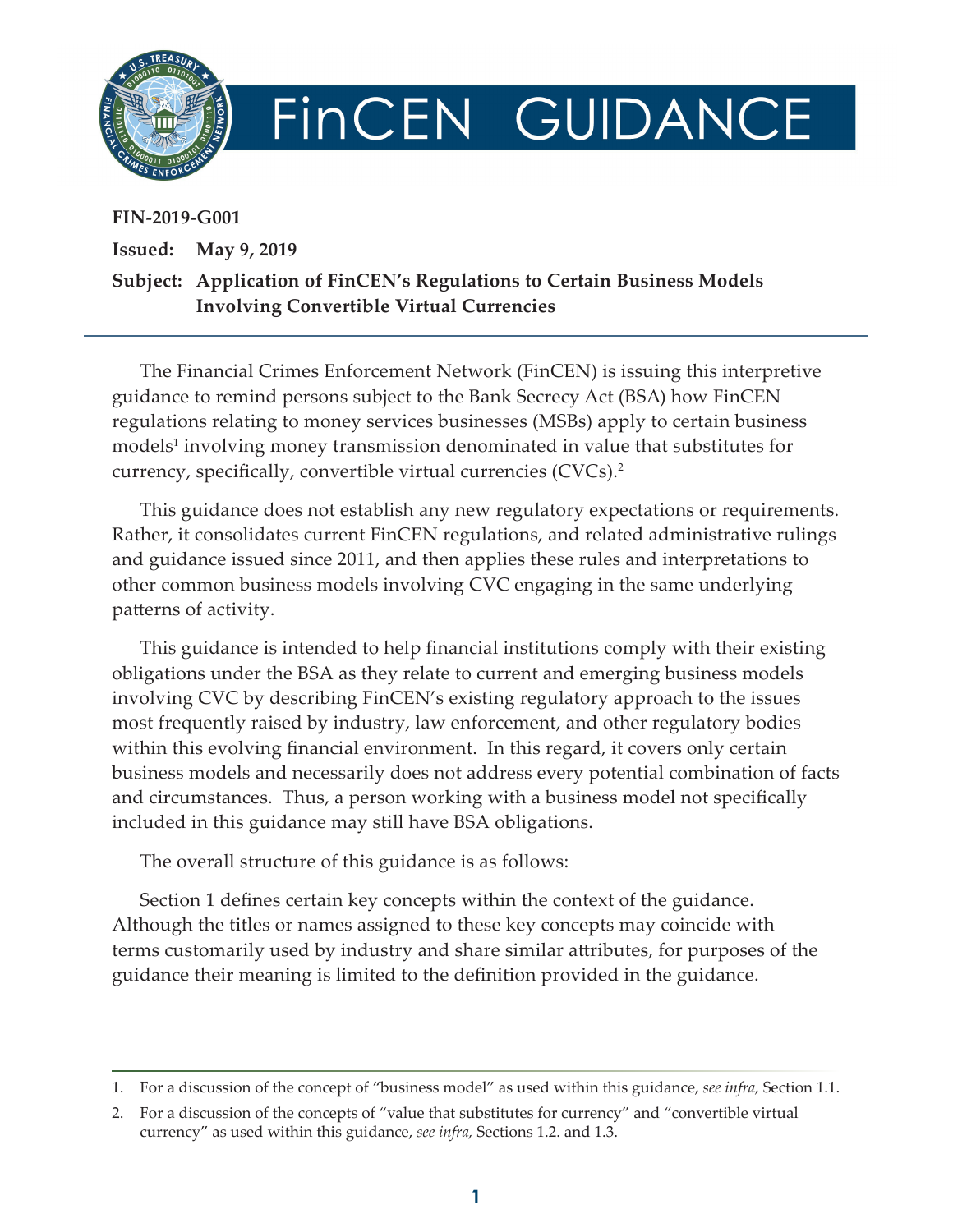# FinCEN GUIDANCE

**FIN-2019-G001**

**Issued: May 9, 2019**

**Subject: Application of FinCEN's Regulations to Certain Business Models Involving Convertible Virtual Currencies**

The Financial Crimes Enforcement Network (FinCEN) is issuing this interpretive guidance to remind persons subject to the Bank Secrecy Act (BSA) how FinCEN regulations relating to money services businesses (MSBs) apply to certain business models[1] involving money transmission denominated in value that substitutes for currency, specifically, convertible virtual currencies (CVCs).[2]

This guidance does not establish any new regulatory expectations or requirements. Rather, it consolidates current FinCEN regulations, and related administrative rulings and guidance issued since 2011, and then applies these rules and interpretations to other common business models involving CVC engaging in the same underlying patterns of activity.

This guidance is intended to help financial institutions comply with their existing obligations under the BSA as they relate to current and emerging business models involving CVC by describing FinCEN's existing regulatory approach to the issues most frequently raised by industry, law enforcement, and other regulatory bodies within this evolving financial environment. In this regard, it covers only certain business models and necessarily does not address every potential combination of facts and circumstances. Thus, a person working with a business model not specifically included in this guidance may still have BSA obligations.

The overall structure of this guidance is as follows:

Section 1 defines certain key concepts within the context of the guidance. Although the titles or names assigned to these key concepts may coincide with terms customarily used by industry and share similar attributes, for purposes of the guidance their meaning is limited to the definition provided in the guidance.

---

1. For a discussion of the concept of "business model" as used within this guidance, *see infra,* Section 1.1.
2. For a discussion of the concepts of "value that substitutes for currency" and "convertible virtual currency" as used within this guidance, *see infra,* Sections 1.2. and 1.3.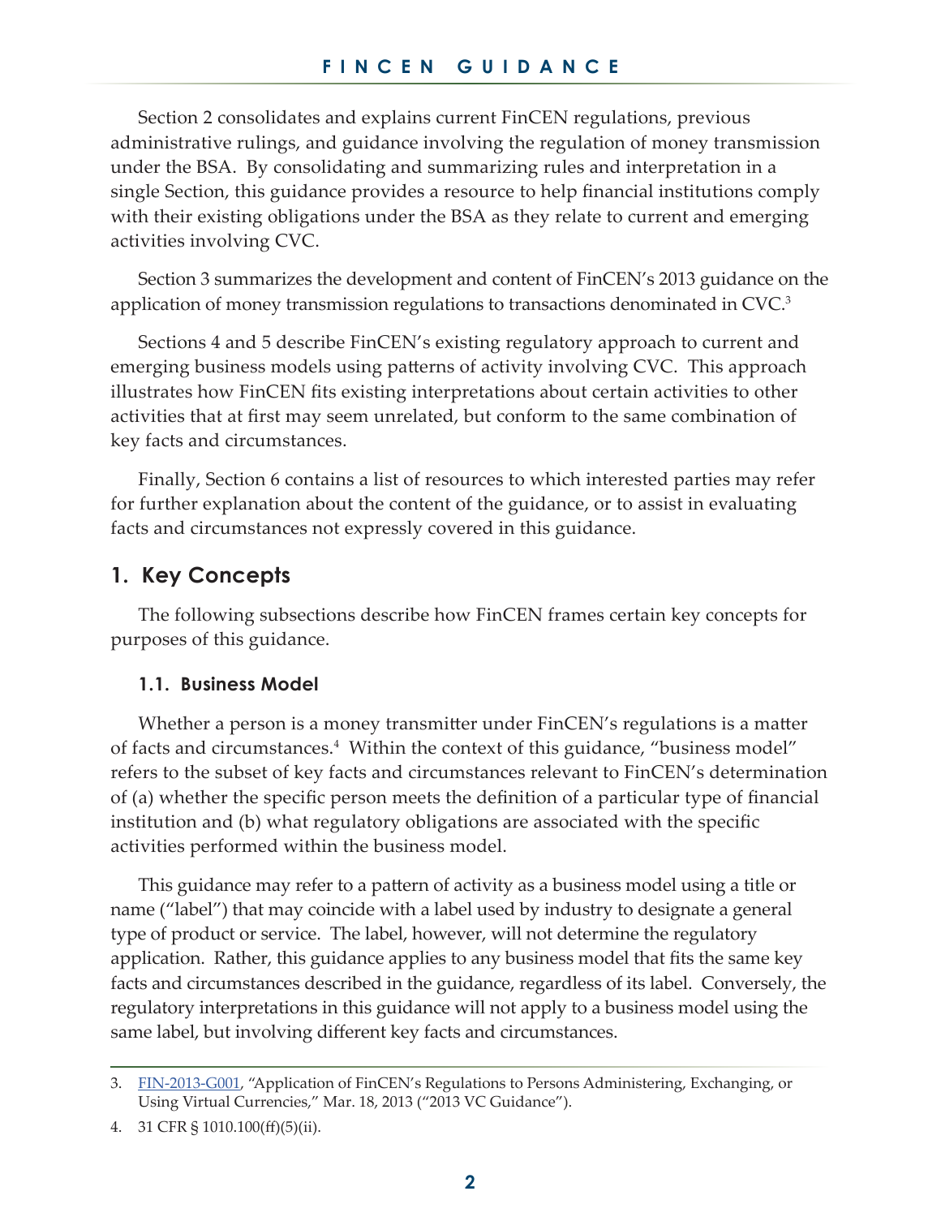Section 2 consolidates and explains current FinCEN regulations, previous administrative rulings, and guidance involving the regulation of money transmission under the BSA. By consolidating and summarizing rules and interpretation in a single Section, this guidance provides a resource to help financial institutions comply with their existing obligations under the BSA as they relate to current and emerging activities involving CVC.

Section 3 summarizes the development and content of FinCEN's 2013 guidance on the application of money transmission regulations to transactions denominated in CVC.[3]

Sections 4 and 5 describe FinCEN's existing regulatory approach to current and emerging business models using patterns of activity involving CVC. This approach illustrates how FinCEN fits existing interpretations about certain activities to other activities that at first may seem unrelated, but conform to the same combination of key facts and circumstances.

Finally, Section 6 contains a list of resources to which interested parties may refer for further explanation about the content of the guidance, or to assist in evaluating facts and circumstances not expressly covered in this guidance.

## 1. Key Concepts

The following subsections describe how FinCEN frames certain key concepts for purposes of this guidance.

### 1.1. Business Model

Whether a person is a money transmitter under FinCEN's regulations is a matter of facts and circumstances.[4] Within the context of this guidance, "business model" refers to the subset of key facts and circumstances relevant to FinCEN's determination of (a) whether the specific person meets the definition of a particular type of financial institution and (b) what regulatory obligations are associated with the specific activities performed within the business model.

This guidance may refer to a pattern of activity as a business model using a title or name ("label") that may coincide with a label used by industry to designate a general type of product or service. The label, however, will not determine the regulatory application. Rather, this guidance applies to any business model that fits the same key facts and circumstances described in the guidance, regardless of its label. Conversely, the regulatory interpretations in this guidance will not apply to a business model using the same label, but involving different key facts and circumstances.

---

3. FIN-2013-G001, "Application of FinCEN's Regulations to Persons Administering, Exchanging, or Using Virtual Currencies," Mar. 18, 2013 ("2013 VC Guidance").

4. 31 CFR § 1010.100(ff)(5)(ii).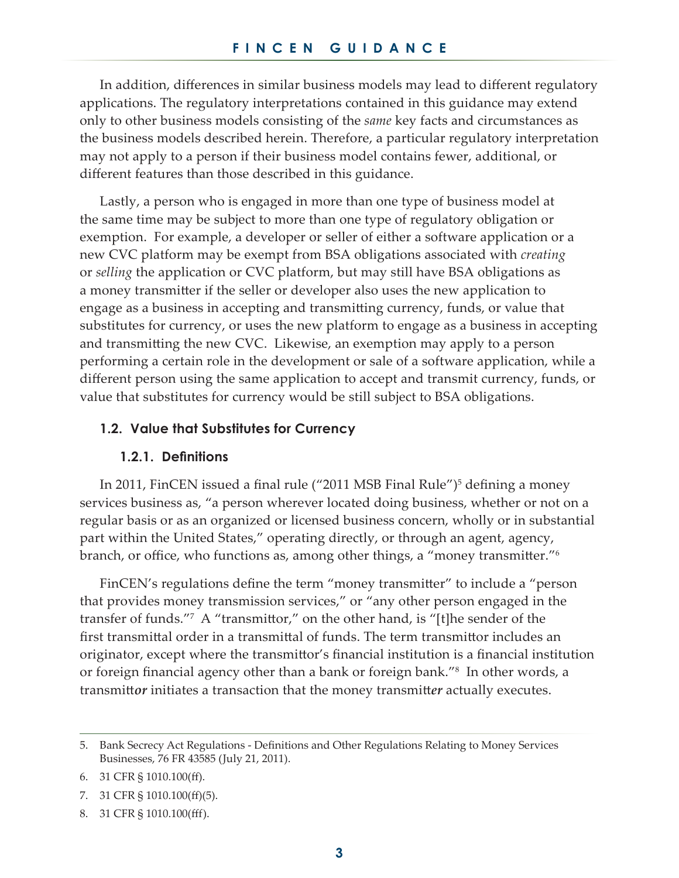In addition, differences in similar business models may lead to different regulatory applications. The regulatory interpretations contained in this guidance may extend only to other business models consisting of the *same* key facts and circumstances as the business models described herein. Therefore, a particular regulatory interpretation may not apply to a person if their business model contains fewer, additional, or different features than those described in this guidance.

Lastly, a person who is engaged in more than one type of business model at the same time may be subject to more than one type of regulatory obligation or exemption. For example, a developer or seller of either a software application or a new CVC platform may be exempt from BSA obligations associated with *creating* or *selling* the application or CVC platform, but may still have BSA obligations as a money transmitter if the seller or developer also uses the new application to engage as a business in accepting and transmitting currency, funds, or value that substitutes for currency, or uses the new platform to engage as a business in accepting and transmitting the new CVC. Likewise, an exemption may apply to a person performing a certain role in the development or sale of a software application, while a different person using the same application to accept and transmit currency, funds, or value that substitutes for currency would be still subject to BSA obligations.

## 1.2. Value that Substitutes for Currency

### 1.2.1. Definitions

In 2011, FinCEN issued a final rule ("2011 MSB Final Rule")[5] defining a money services business as, "a person wherever located doing business, whether or not on a regular basis or as an organized or licensed business concern, wholly or in substantial part within the United States," operating directly, or through an agent, agency, branch, or office, who functions as, among other things, a "money transmitter."[6]

FinCEN's regulations define the term "money transmitter" to include a "person that provides money transmission services," or "any other person engaged in the transfer of funds."[7] A "transmittor," on the other hand, is "[t]he sender of the first transmittal order in a transmittal of funds. The term transmittor includes an originator, except where the transmittor's financial institution is a financial institution or foreign financial agency other than a bank or foreign bank."[8] In other words, a transmitt***or*** initiates a transaction that the money transmitt***er*** actually executes.

---

5. Bank Secrecy Act Regulations - Definitions and Other Regulations Relating to Money Services Businesses, 76 FR 43585 (July 21, 2011).

6. 31 CFR § 1010.100(ff).

7. 31 CFR § 1010.100(ff)(5).

8. 31 CFR § 1010.100(fff).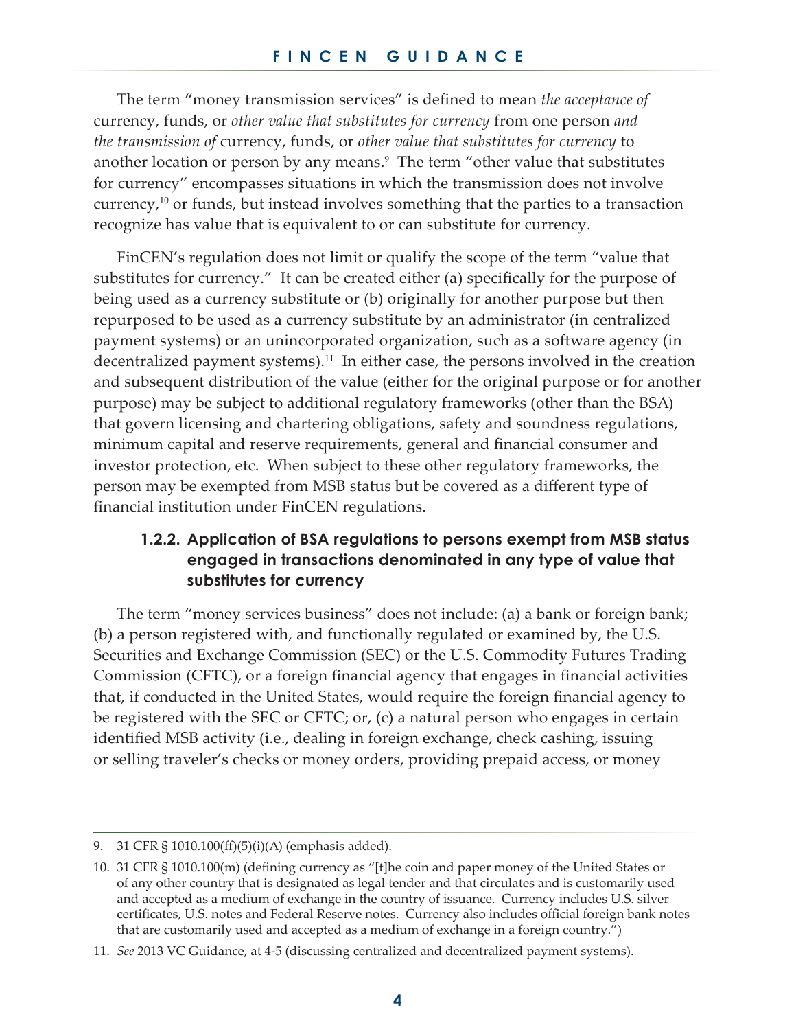The term "money transmission services" is defined to mean *the acceptance of* currency, funds, or *other value that substitutes for currency* from one person *and the transmission of* currency, funds, or *other value that substitutes for currency* to another location or person by any means.[9] The term "other value that substitutes for currency" encompasses situations in which the transmission does not involve currency,[10] or funds, but instead involves something that the parties to a transaction recognize has value that is equivalent to or can substitute for currency.

FinCEN's regulation does not limit or qualify the scope of the term "value that substitutes for currency." It can be created either (a) specifically for the purpose of being used as a currency substitute or (b) originally for another purpose but then repurposed to be used as a currency substitute by an administrator (in centralized payment systems) or an unincorporated organization, such as a software agency (in decentralized payment systems).[11] In either case, the persons involved in the creation and subsequent distribution of the value (either for the original purpose or for another purpose) may be subject to additional regulatory frameworks (other than the BSA) that govern licensing and chartering obligations, safety and soundness regulations, minimum capital and reserve requirements, general and financial consumer and investor protection, etc. When subject to these other regulatory frameworks, the person may be exempted from MSB status but be covered as a different type of financial institution under FinCEN regulations.

### 1.2.2. Application of BSA regulations to persons exempt from MSB status engaged in transactions denominated in any type of value that substitutes for currency

The term "money services business" does not include: (a) a bank or foreign bank; (b) a person registered with, and functionally regulated or examined by, the U.S. Securities and Exchange Commission (SEC) or the U.S. Commodity Futures Trading Commission (CFTC), or a foreign financial agency that engages in financial activities that, if conducted in the United States, would require the foreign financial agency to be registered with the SEC or CFTC; or, (c) a natural person who engages in certain identified MSB activity (i.e., dealing in foreign exchange, check cashing, issuing or selling traveler's checks or money orders, providing prepaid access, or money

---

9. 31 CFR § 1010.100(ff)(5)(i)(A) (emphasis added).

10. 31 CFR § 1010.100(m) (defining currency as "[t]he coin and paper money of the United States or of any other country that is designated as legal tender and that circulates and is customarily used and accepted as a medium of exchange in the country of issuance. Currency includes U.S. silver certificates, U.S. notes and Federal Reserve notes. Currency also includes official foreign bank notes that are customarily used and accepted as a medium of exchange in a foreign country.")

11. *See* 2013 VC Guidance, at 4-5 (discussing centralized and decentralized payment systems).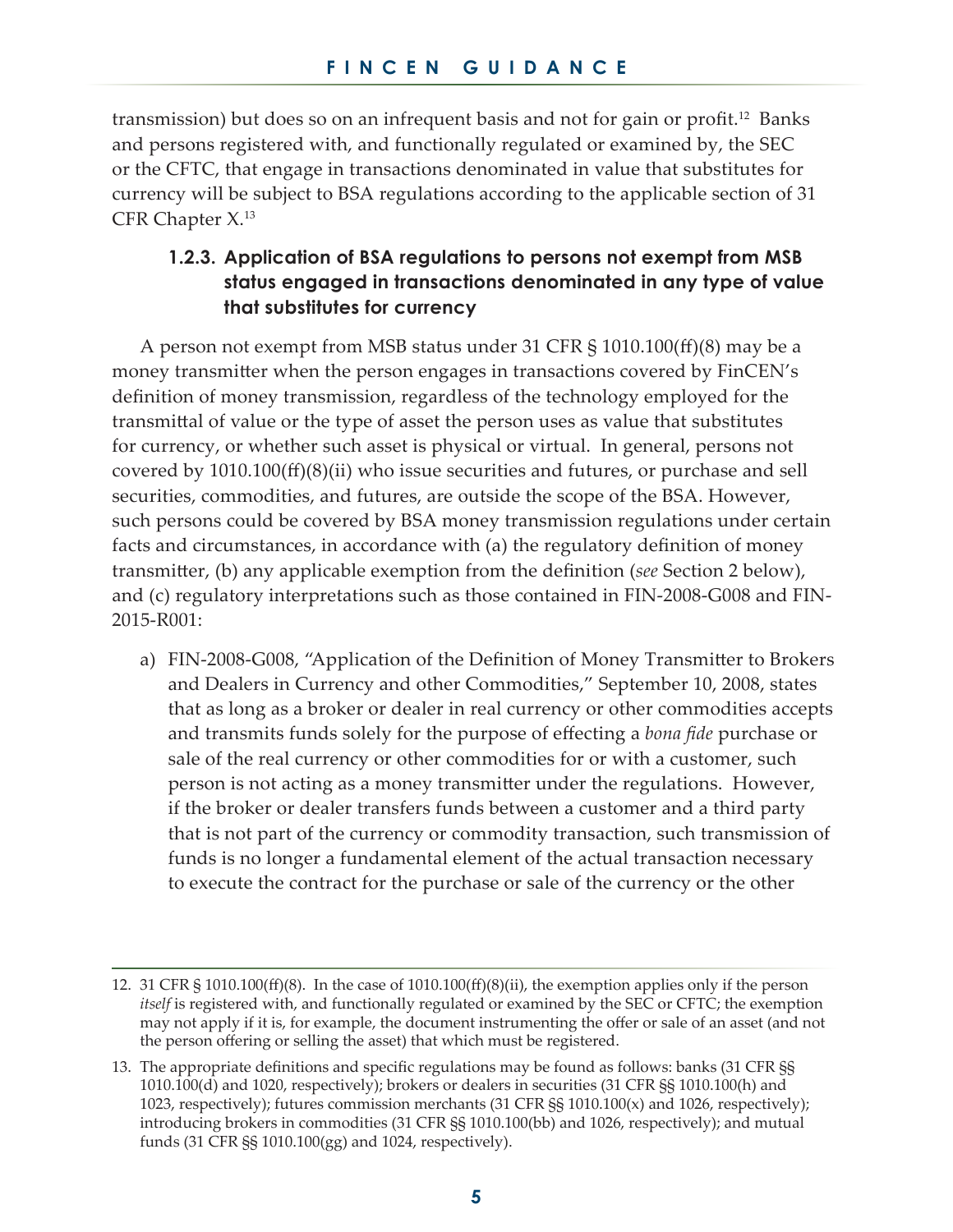transmission) but does so on an infrequent basis and not for gain or profit.[12] Banks and persons registered with, and functionally regulated or examined by, the SEC or the CFTC, that engage in transactions denominated in value that substitutes for currency will be subject to BSA regulations according to the applicable section of 31 CFR Chapter X.[13]

### 1.2.3. Application of BSA regulations to persons not exempt from MSB status engaged in transactions denominated in any type of value that substitutes for currency

A person not exempt from MSB status under 31 CFR § 1010.100(ff)(8) may be a money transmitter when the person engages in transactions covered by FinCEN's definition of money transmission, regardless of the technology employed for the transmittal of value or the type of asset the person uses as value that substitutes for currency, or whether such asset is physical or virtual. In general, persons not covered by 1010.100(ff)(8)(ii) who issue securities and futures, or purchase and sell securities, commodities, and futures, are outside the scope of the BSA. However, such persons could be covered by BSA money transmission regulations under certain facts and circumstances, in accordance with (a) the regulatory definition of money transmitter, (b) any applicable exemption from the definition (*see* Section 2 below), and (c) regulatory interpretations such as those contained in FIN-2008-G008 and FIN-2015-R001:

a) FIN-2008-G008, "Application of the Definition of Money Transmitter to Brokers and Dealers in Currency and other Commodities," September 10, 2008, states that as long as a broker or dealer in real currency or other commodities accepts and transmits funds solely for the purpose of effecting a *bona fide* purchase or sale of the real currency or other commodities for or with a customer, such person is not acting as a money transmitter under the regulations. However, if the broker or dealer transfers funds between a customer and a third party that is not part of the currency or commodity transaction, such transmission of funds is no longer a fundamental element of the actual transaction necessary to execute the contract for the purchase or sale of the currency or the other

---

12. 31 CFR § 1010.100(ff)(8). In the case of 1010.100(ff)(8)(ii), the exemption applies only if the person *itself* is registered with, and functionally regulated or examined by the SEC or CFTC; the exemption may not apply if it is, for example, the document instrumenting the offer or sale of an asset (and not the person offering or selling the asset) that which must be registered.

13. The appropriate definitions and specific regulations may be found as follows: banks (31 CFR §§ 1010.100(d) and 1020, respectively); brokers or dealers in securities (31 CFR §§ 1010.100(h) and 1023, respectively); futures commission merchants (31 CFR §§ 1010.100(x) and 1026, respectively); introducing brokers in commodities (31 CFR §§ 1010.100(bb) and 1026, respectively); and mutual funds (31 CFR §§ 1010.100(gg) and 1024, respectively).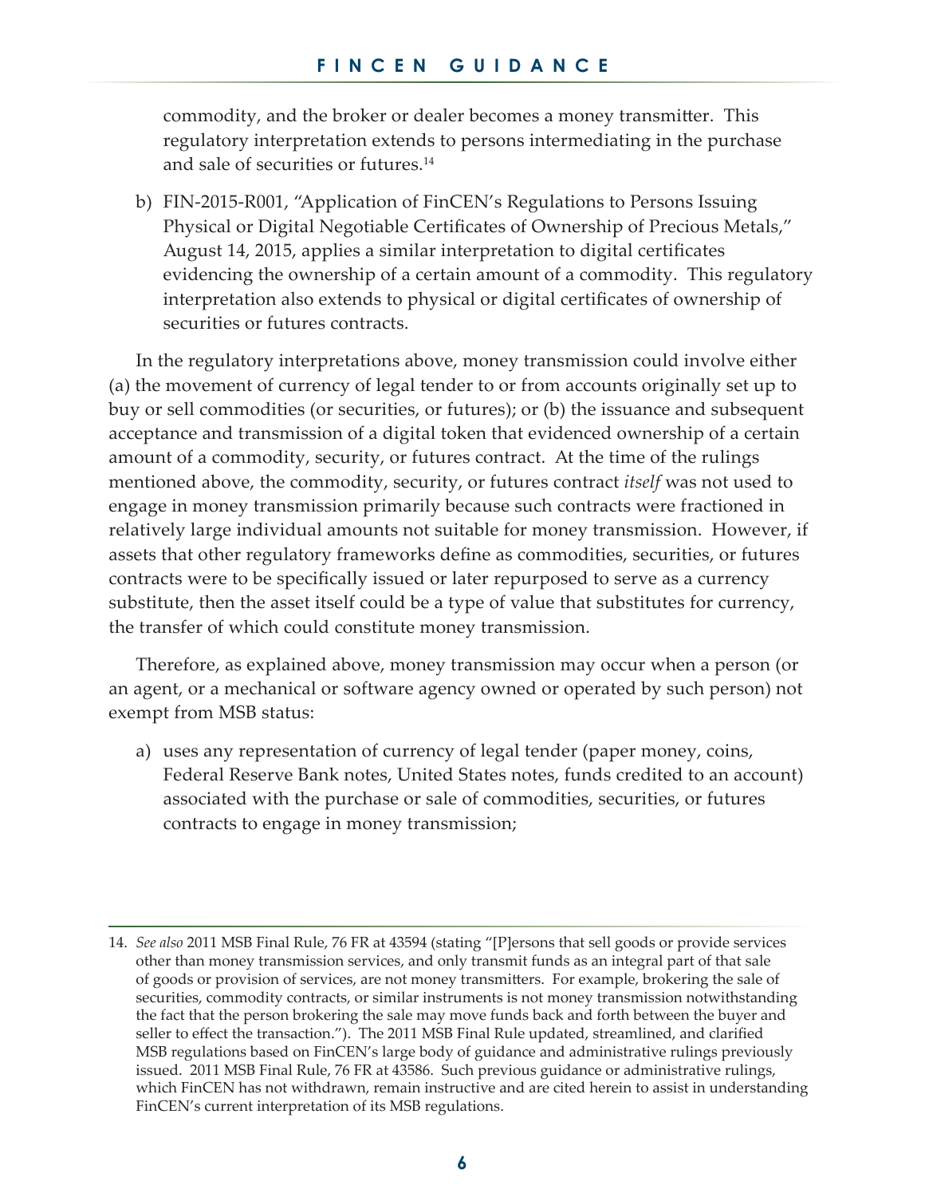commodity, and the broker or dealer becomes a money transmitter. This regulatory interpretation extends to persons intermediating in the purchase and sale of securities or futures.[14]

b) FIN-2015-R001, "Application of FinCEN's Regulations to Persons Issuing Physical or Digital Negotiable Certificates of Ownership of Precious Metals," August 14, 2015, applies a similar interpretation to digital certificates evidencing the ownership of a certain amount of a commodity. This regulatory interpretation also extends to physical or digital certificates of ownership of securities or futures contracts.

In the regulatory interpretations above, money transmission could involve either (a) the movement of currency of legal tender to or from accounts originally set up to buy or sell commodities (or securities, or futures); or (b) the issuance and subsequent acceptance and transmission of a digital token that evidenced ownership of a certain amount of a commodity, security, or futures contract. At the time of the rulings mentioned above, the commodity, security, or futures contract *itself* was not used to engage in money transmission primarily because such contracts were fractioned in relatively large individual amounts not suitable for money transmission. However, if assets that other regulatory frameworks define as commodities, securities, or futures contracts were to be specifically issued or later repurposed to serve as a currency substitute, then the asset itself could be a type of value that substitutes for currency, the transfer of which could constitute money transmission.

Therefore, as explained above, money transmission may occur when a person (or an agent, or a mechanical or software agency owned or operated by such person) not exempt from MSB status:

a) uses any representation of currency of legal tender (paper money, coins, Federal Reserve Bank notes, United States notes, funds credited to an account) associated with the purchase or sale of commodities, securities, or futures contracts to engage in money transmission;

---

14. *See also* 2011 MSB Final Rule, 76 FR at 43594 (stating "[P]ersons that sell goods or provide services other than money transmission services, and only transmit funds as an integral part of that sale of goods or provision of services, are not money transmitters. For example, brokering the sale of securities, commodity contracts, or similar instruments is not money transmission notwithstanding the fact that the person brokering the sale may move funds back and forth between the buyer and seller to effect the transaction."). The 2011 MSB Final Rule updated, streamlined, and clarified MSB regulations based on FinCEN's large body of guidance and administrative rulings previously issued. 2011 MSB Final Rule, 76 FR at 43586. Such previous guidance or administrative rulings, which FinCEN has not withdrawn, remain instructive and are cited herein to assist in understanding FinCEN's current interpretation of its MSB regulations.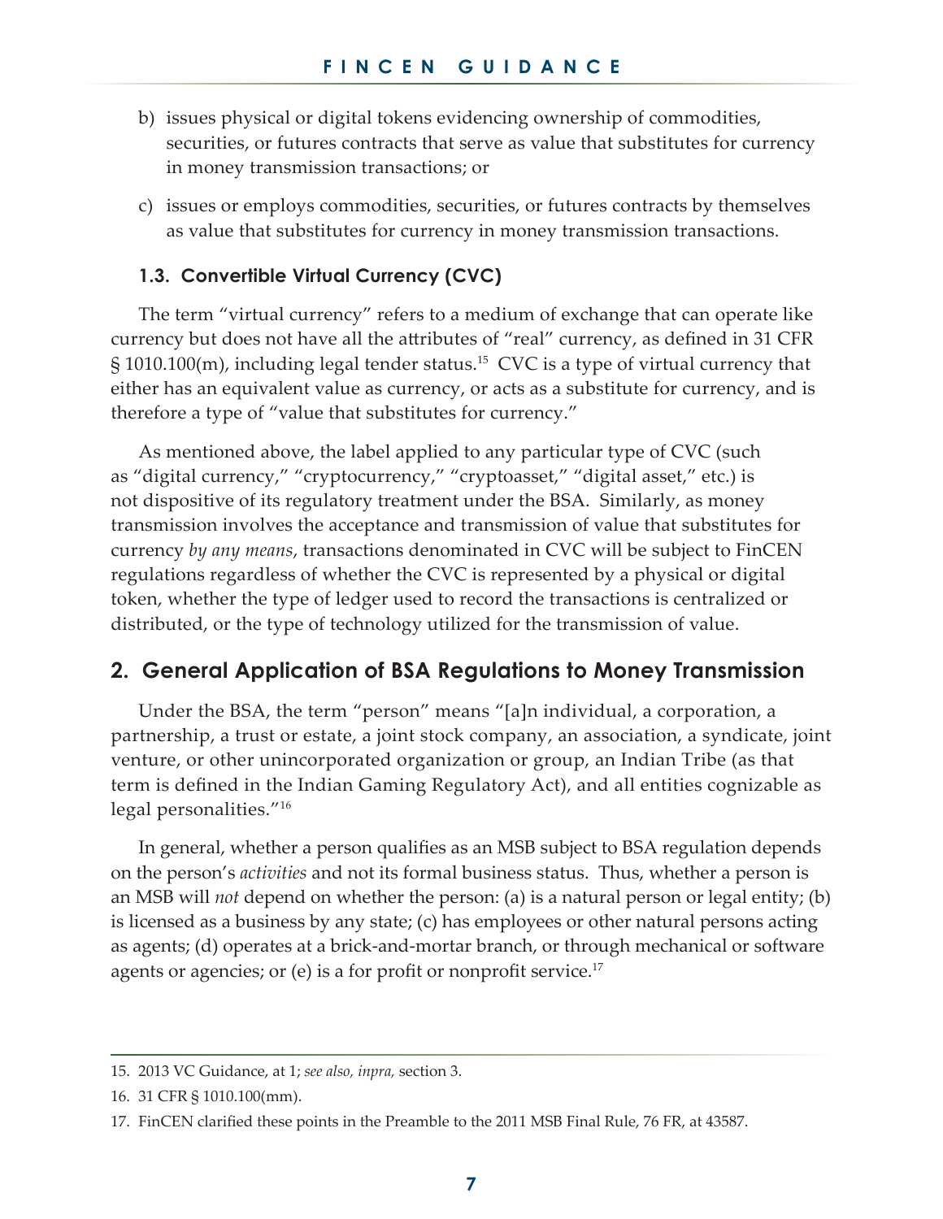b) issues physical or digital tokens evidencing ownership of commodities, securities, or futures contracts that serve as value that substitutes for currency in money transmission transactions; or

c) issues or employs commodities, securities, or futures contracts by themselves as value that substitutes for currency in money transmission transactions.

### 1.3. Convertible Virtual Currency (CVC)

The term "virtual currency" refers to a medium of exchange that can operate like currency but does not have all the attributes of "real" currency, as defined in 31 CFR § 1010.100(m), including legal tender status.[15] CVC is a type of virtual currency that either has an equivalent value as currency, or acts as a substitute for currency, and is therefore a type of "value that substitutes for currency."

As mentioned above, the label applied to any particular type of CVC (such as "digital currency," "cryptocurrency," "cryptoasset," "digital asset," etc.) is not dispositive of its regulatory treatment under the BSA. Similarly, as money transmission involves the acceptance and transmission of value that substitutes for currency *by any means*, transactions denominated in CVC will be subject to FinCEN regulations regardless of whether the CVC is represented by a physical or digital token, whether the type of ledger used to record the transactions is centralized or distributed, or the type of technology utilized for the transmission of value.

## 2. General Application of BSA Regulations to Money Transmission

Under the BSA, the term "person" means "[a]n individual, a corporation, a partnership, a trust or estate, a joint stock company, an association, a syndicate, joint venture, or other unincorporated organization or group, an Indian Tribe (as that term is defined in the Indian Gaming Regulatory Act), and all entities cognizable as legal personalities."[16]

In general, whether a person qualifies as an MSB subject to BSA regulation depends on the person's *activities* and not its formal business status. Thus, whether a person is an MSB will *not* depend on whether the person: (a) is a natural person or legal entity; (b) is licensed as a business by any state; (c) has employees or other natural persons acting as agents; (d) operates at a brick-and-mortar branch, or through mechanical or software agents or agencies; or (e) is a for profit or nonprofit service.[17]

---

15. 2013 VC Guidance, at 1; *see also, inpra,* section 3.

16. 31 CFR § 1010.100(mm).

17. FinCEN clarified these points in the Preamble to the 2011 MSB Final Rule, 76 FR, at 43587.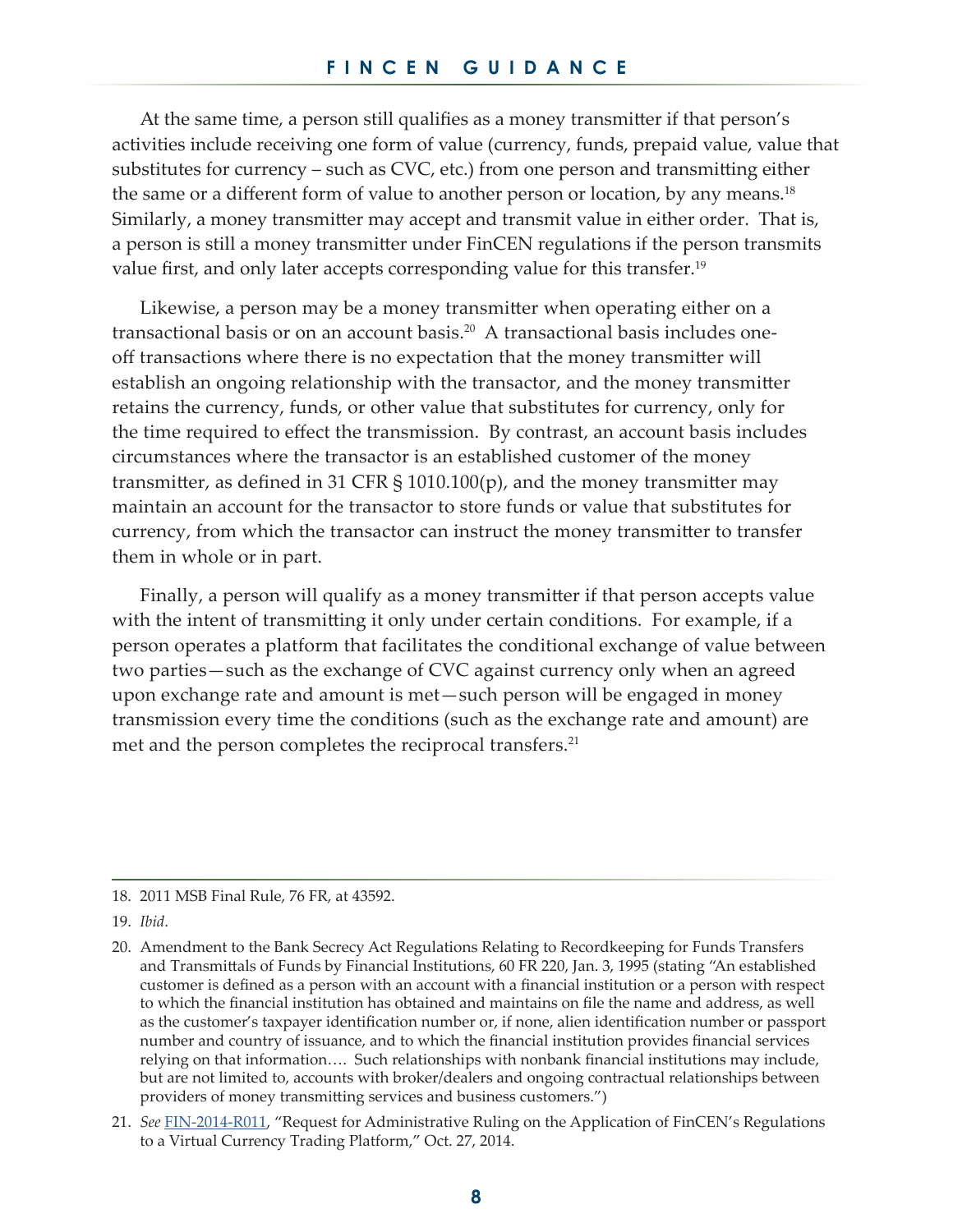At the same time, a person still qualifies as a money transmitter if that person's activities include receiving one form of value (currency, funds, prepaid value, value that substitutes for currency – such as CVC, etc.) from one person and transmitting either the same or a different form of value to another person or location, by any means.[18] Similarly, a money transmitter may accept and transmit value in either order. That is, a person is still a money transmitter under FinCEN regulations if the person transmits value first, and only later accepts corresponding value for this transfer.[19]

Likewise, a person may be a money transmitter when operating either on a transactional basis or on an account basis.[20] A transactional basis includes one-off transactions where there is no expectation that the money transmitter will establish an ongoing relationship with the transactor, and the money transmitter retains the currency, funds, or other value that substitutes for currency, only for the time required to effect the transmission. By contrast, an account basis includes circumstances where the transactor is an established customer of the money transmitter, as defined in 31 CFR § 1010.100(p), and the money transmitter may maintain an account for the transactor to store funds or value that substitutes for currency, from which the transactor can instruct the money transmitter to transfer them in whole or in part.

Finally, a person will qualify as a money transmitter if that person accepts value with the intent of transmitting it only under certain conditions. For example, if a person operates a platform that facilitates the conditional exchange of value between two parties—such as the exchange of CVC against currency only when an agreed upon exchange rate and amount is met—such person will be engaged in money transmission every time the conditions (such as the exchange rate and amount) are met and the person completes the reciprocal transfers.[21]

---

18. 2011 MSB Final Rule, 76 FR, at 43592.

19. *Ibid*.

20. Amendment to the Bank Secrecy Act Regulations Relating to Recordkeeping for Funds Transfers and Transmittals of Funds by Financial Institutions, 60 FR 220, Jan. 3, 1995 (stating "An established customer is defined as a person with an account with a financial institution or a person with respect to which the financial institution has obtained and maintains on file the name and address, as well as the customer's taxpayer identification number or, if none, alien identification number or passport number and country of issuance, and to which the financial institution provides financial services relying on that information…. Such relationships with nonbank financial institutions may include, but are not limited to, accounts with broker/dealers and ongoing contractual relationships between providers of money transmitting services and business customers.")

21. *See* FIN-2014-R011, "Request for Administrative Ruling on the Application of FinCEN's Regulations to a Virtual Currency Trading Platform," Oct. 27, 2014.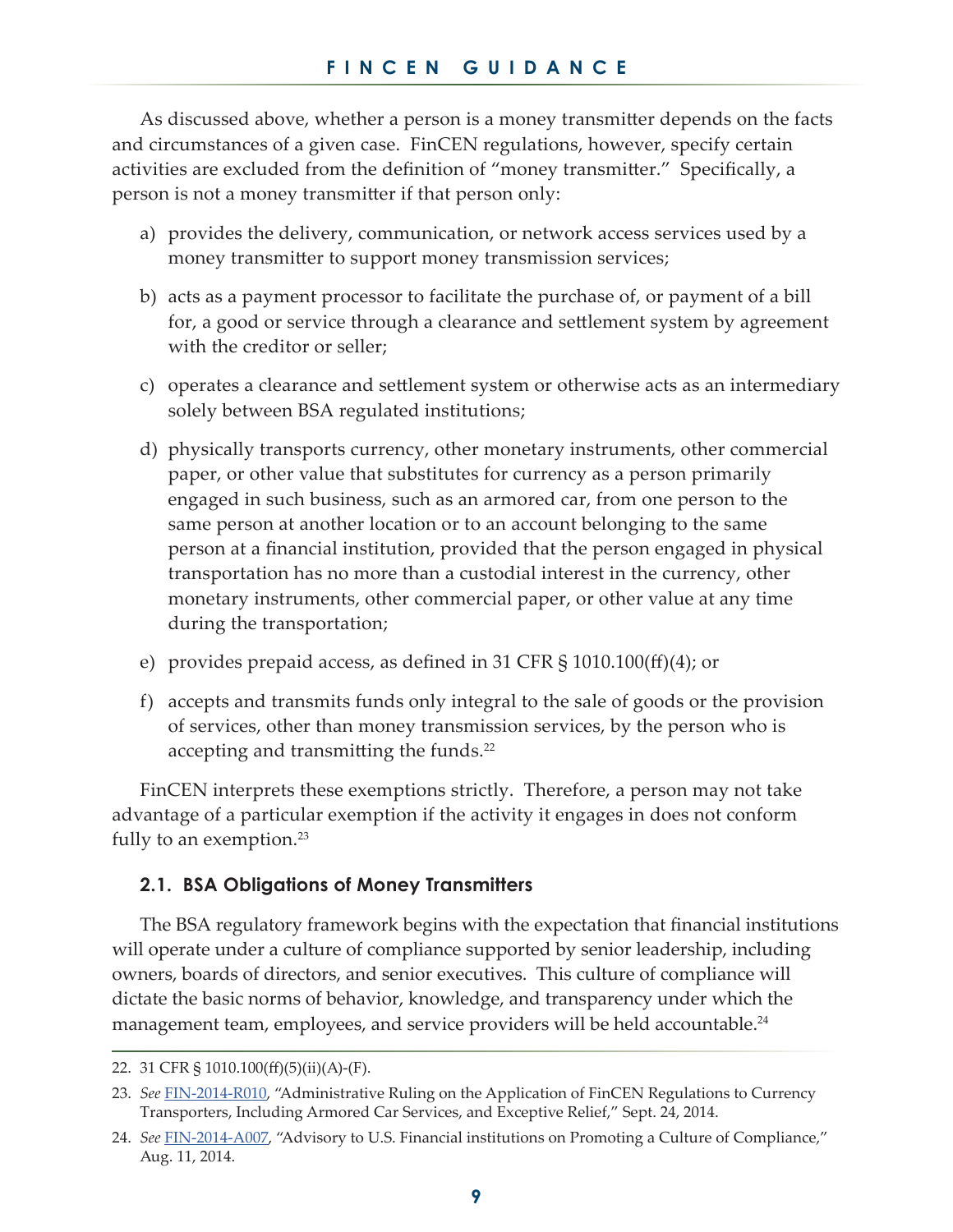As discussed above, whether a person is a money transmitter depends on the facts and circumstances of a given case. FinCEN regulations, however, specify certain activities are excluded from the definition of "money transmitter." Specifically, a person is not a money transmitter if that person only:

a) provides the delivery, communication, or network access services used by a money transmitter to support money transmission services;

b) acts as a payment processor to facilitate the purchase of, or payment of a bill for, a good or service through a clearance and settlement system by agreement with the creditor or seller;

c) operates a clearance and settlement system or otherwise acts as an intermediary solely between BSA regulated institutions;

d) physically transports currency, other monetary instruments, other commercial paper, or other value that substitutes for currency as a person primarily engaged in such business, such as an armored car, from one person to the same person at another location or to an account belonging to the same person at a financial institution, provided that the person engaged in physical transportation has no more than a custodial interest in the currency, other monetary instruments, other commercial paper, or other value at any time during the transportation;

e) provides prepaid access, as defined in 31 CFR § 1010.100(ff)(4); or

f) accepts and transmits funds only integral to the sale of goods or the provision of services, other than money transmission services, by the person who is accepting and transmitting the funds.[22]

FinCEN interprets these exemptions strictly. Therefore, a person may not take advantage of a particular exemption if the activity it engages in does not conform fully to an exemption.[23]

### 2.1. BSA Obligations of Money Transmitters

The BSA regulatory framework begins with the expectation that financial institutions will operate under a culture of compliance supported by senior leadership, including owners, boards of directors, and senior executives. This culture of compliance will dictate the basic norms of behavior, knowledge, and transparency under which the management team, employees, and service providers will be held accountable.[24]

---

22. 31 CFR § 1010.100(ff)(5)(ii)(A)-(F).

23. *See* FIN-2014-R010, "Administrative Ruling on the Application of FinCEN Regulations to Currency Transporters, Including Armored Car Services, and Exceptive Relief," Sept. 24, 2014.

24. *See* FIN-2014-A007, "Advisory to U.S. Financial institutions on Promoting a Culture of Compliance," Aug. 11, 2014.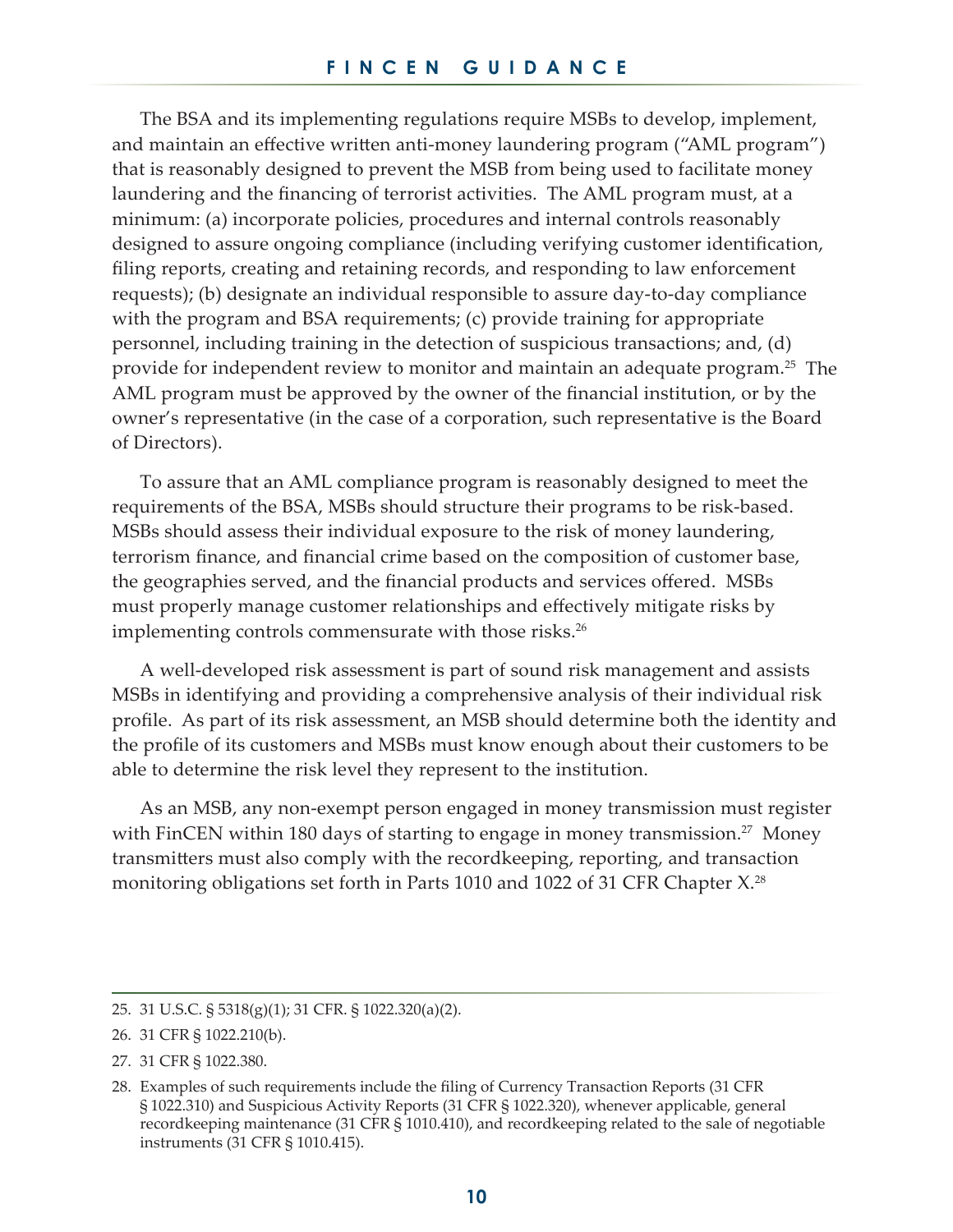The BSA and its implementing regulations require MSBs to develop, implement, and maintain an effective written anti-money laundering program ("AML program") that is reasonably designed to prevent the MSB from being used to facilitate money laundering and the financing of terrorist activities. The AML program must, at a minimum: (a) incorporate policies, procedures and internal controls reasonably designed to assure ongoing compliance (including verifying customer identification, filing reports, creating and retaining records, and responding to law enforcement requests); (b) designate an individual responsible to assure day-to-day compliance with the program and BSA requirements; (c) provide training for appropriate personnel, including training in the detection of suspicious transactions; and, (d) provide for independent review to monitor and maintain an adequate program.[25] The AML program must be approved by the owner of the financial institution, or by the owner's representative (in the case of a corporation, such representative is the Board of Directors).

To assure that an AML compliance program is reasonably designed to meet the requirements of the BSA, MSBs should structure their programs to be risk-based. MSBs should assess their individual exposure to the risk of money laundering, terrorism finance, and financial crime based on the composition of customer base, the geographies served, and the financial products and services offered. MSBs must properly manage customer relationships and effectively mitigate risks by implementing controls commensurate with those risks.[26]

A well-developed risk assessment is part of sound risk management and assists MSBs in identifying and providing a comprehensive analysis of their individual risk profile. As part of its risk assessment, an MSB should determine both the identity and the profile of its customers and MSBs must know enough about their customers to be able to determine the risk level they represent to the institution.

As an MSB, any non-exempt person engaged in money transmission must register with FinCEN within 180 days of starting to engage in money transmission.[27] Money transmitters must also comply with the recordkeeping, reporting, and transaction monitoring obligations set forth in Parts 1010 and 1022 of 31 CFR Chapter X.[28]

---

25. 31 U.S.C. § 5318(g)(1); 31 CFR. § 1022.320(a)(2).

26. 31 CFR § 1022.210(b).

27. 31 CFR § 1022.380.

28. Examples of such requirements include the filing of Currency Transaction Reports (31 CFR § 1022.310) and Suspicious Activity Reports (31 CFR § 1022.320), whenever applicable, general recordkeeping maintenance (31 CFR § 1010.410), and recordkeeping related to the sale of negotiable instruments (31 CFR § 1010.415).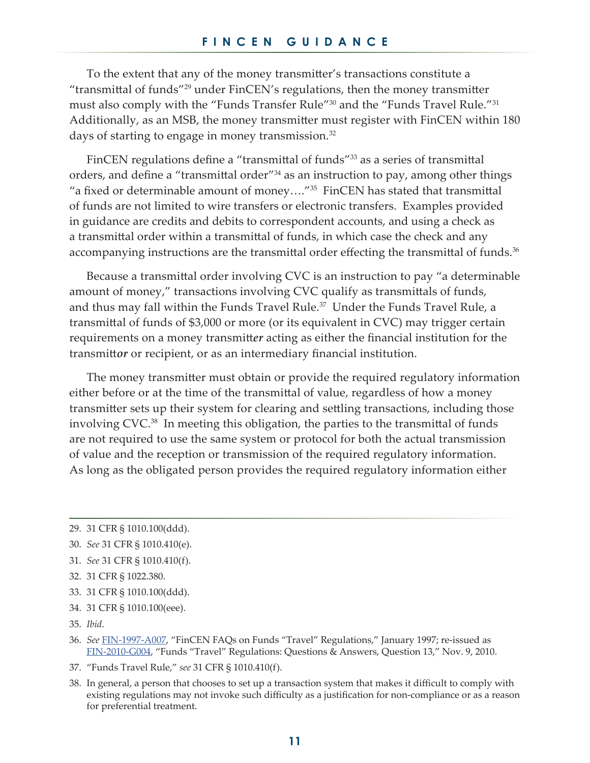To the extent that any of the money transmitter's transactions constitute a "transmittal of funds"[29] under FinCEN's regulations, then the money transmitter must also comply with the "Funds Transfer Rule"[30] and the "Funds Travel Rule."[31] Additionally, as an MSB, the money transmitter must register with FinCEN within 180 days of starting to engage in money transmission.[32]

FinCEN regulations define a "transmittal of funds"[33] as a series of transmittal orders, and define a "transmittal order"[34] as an instruction to pay, among other things "a fixed or determinable amount of money…."[35] FinCEN has stated that transmittal of funds are not limited to wire transfers or electronic transfers. Examples provided in guidance are credits and debits to correspondent accounts, and using a check as a transmittal order within a transmittal of funds, in which case the check and any accompanying instructions are the transmittal order effecting the transmittal of funds.[36]

Because a transmittal order involving CVC is an instruction to pay "a determinable amount of money," transactions involving CVC qualify as transmittals of funds, and thus may fall within the Funds Travel Rule.[37] Under the Funds Travel Rule, a transmittal of funds of $3,000 or more (or its equivalent in CVC) may trigger certain requirements on a money transmitt***er*** acting as either the financial institution for the transmitt***or*** or recipient, or as an intermediary financial institution.

The money transmitter must obtain or provide the required regulatory information either before or at the time of the transmittal of value, regardless of how a money transmitter sets up their system for clearing and settling transactions, including those involving CVC.[38] In meeting this obligation, the parties to the transmittal of funds are not required to use the same system or protocol for both the actual transmission of value and the reception or transmission of the required regulatory information. As long as the obligated person provides the required regulatory information either

---

29. 31 CFR § 1010.100(ddd).
30. *See* 31 CFR § 1010.410(e).
31. *See* 31 CFR § 1010.410(f).
32. 31 CFR § 1022.380.
33. 31 CFR § 1010.100(ddd).
34. 31 CFR § 1010.100(eee).
35. *Ibid*.
36. *See* FIN-1997-A007, "FinCEN FAQs on Funds "Travel" Regulations," January 1997; re-issued as FIN-2010-G004, "Funds "Travel" Regulations: Questions & Answers, Question 13," Nov. 9, 2010.
37. "Funds Travel Rule," *see* 31 CFR § 1010.410(f).
38. In general, a person that chooses to set up a transaction system that makes it difficult to comply with existing regulations may not invoke such difficulty as a justification for non-compliance or as a reason for preferential treatment.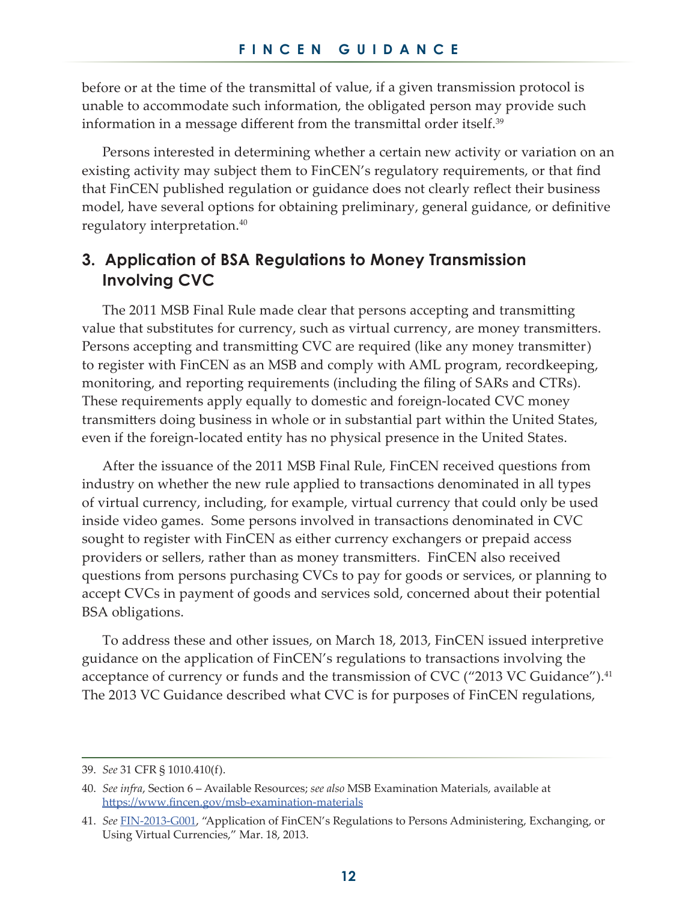before or at the time of the transmittal of value, if a given transmission protocol is unable to accommodate such information, the obligated person may provide such information in a message different from the transmittal order itself.[39]

Persons interested in determining whether a certain new activity or variation on an existing activity may subject them to FinCEN's regulatory requirements, or that find that FinCEN published regulation or guidance does not clearly reflect their business model, have several options for obtaining preliminary, general guidance, or definitive regulatory interpretation.[40]

## 3. Application of BSA Regulations to Money Transmission Involving CVC

The 2011 MSB Final Rule made clear that persons accepting and transmitting value that substitutes for currency, such as virtual currency, are money transmitters. Persons accepting and transmitting CVC are required (like any money transmitter) to register with FinCEN as an MSB and comply with AML program, recordkeeping, monitoring, and reporting requirements (including the filing of SARs and CTRs). These requirements apply equally to domestic and foreign-located CVC money transmitters doing business in whole or in substantial part within the United States, even if the foreign-located entity has no physical presence in the United States.

After the issuance of the 2011 MSB Final Rule, FinCEN received questions from industry on whether the new rule applied to transactions denominated in all types of virtual currency, including, for example, virtual currency that could only be used inside video games. Some persons involved in transactions denominated in CVC sought to register with FinCEN as either currency exchangers or prepaid access providers or sellers, rather than as money transmitters. FinCEN also received questions from persons purchasing CVCs to pay for goods or services, or planning to accept CVCs in payment of goods and services sold, concerned about their potential BSA obligations.

To address these and other issues, on March 18, 2013, FinCEN issued interpretive guidance on the application of FinCEN's regulations to transactions involving the acceptance of currency or funds and the transmission of CVC ("2013 VC Guidance").[41] The 2013 VC Guidance described what CVC is for purposes of FinCEN regulations,

---

39. *See* 31 CFR § 1010.410(f).

40. *See infra*, Section 6 – Available Resources; *see also* MSB Examination Materials, available at https://www.fincen.gov/msb-examination-materials

41. *See* FIN-2013-G001, "Application of FinCEN's Regulations to Persons Administering, Exchanging, or Using Virtual Currencies," Mar. 18, 2013.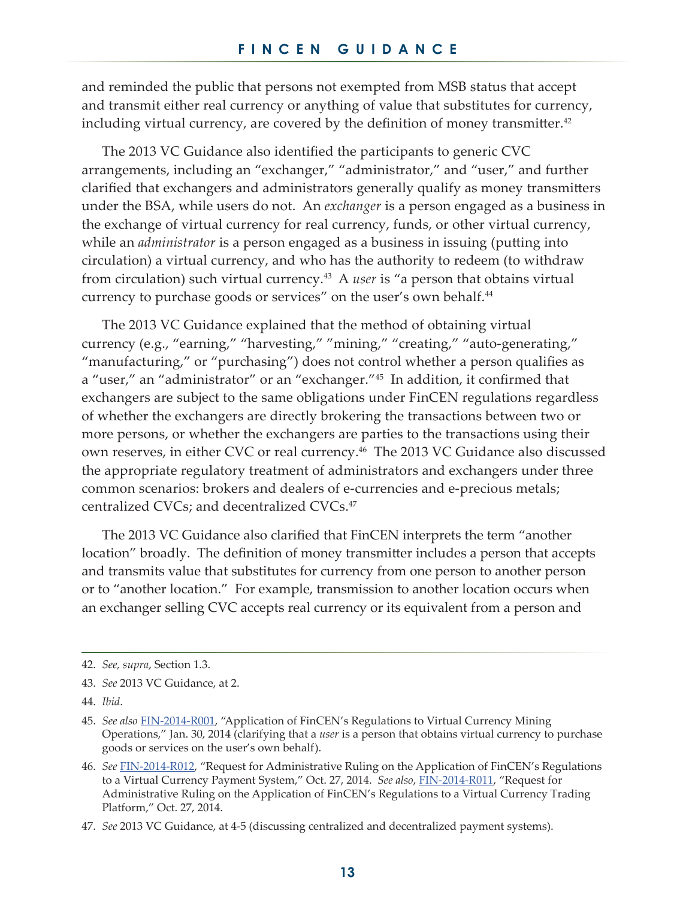and reminded the public that persons not exempted from MSB status that accept and transmit either real currency or anything of value that substitutes for currency, including virtual currency, are covered by the definition of money transmitter.[42]

The 2013 VC Guidance also identified the participants to generic CVC arrangements, including an "exchanger," "administrator," and "user," and further clarified that exchangers and administrators generally qualify as money transmitters under the BSA, while users do not. An *exchanger* is a person engaged as a business in the exchange of virtual currency for real currency, funds, or other virtual currency, while an *administrator* is a person engaged as a business in issuing (putting into circulation) a virtual currency, and who has the authority to redeem (to withdraw from circulation) such virtual currency.[43] A *user* is "a person that obtains virtual currency to purchase goods or services" on the user's own behalf.[44]

The 2013 VC Guidance explained that the method of obtaining virtual currency (e.g., "earning," "harvesting," "mining," "creating," "auto-generating," "manufacturing," or "purchasing") does not control whether a person qualifies as a "user," an "administrator" or an "exchanger."[45] In addition, it confirmed that exchangers are subject to the same obligations under FinCEN regulations regardless of whether the exchangers are directly brokering the transactions between two or more persons, or whether the exchangers are parties to the transactions using their own reserves, in either CVC or real currency.[46] The 2013 VC Guidance also discussed the appropriate regulatory treatment of administrators and exchangers under three common scenarios: brokers and dealers of e-currencies and e-precious metals; centralized CVCs; and decentralized CVCs.[47]

The 2013 VC Guidance also clarified that FinCEN interprets the term "another location" broadly. The definition of money transmitter includes a person that accepts and transmits value that substitutes for currency from one person to another person or to "another location." For example, transmission to another location occurs when an exchanger selling CVC accepts real currency or its equivalent from a person and

---

42. *See, supra*, Section 1.3.

43. *See* 2013 VC Guidance, at 2.

44. *Ibid*.

45. *See also* FIN-2014-R001, "Application of FinCEN's Regulations to Virtual Currency Mining Operations," Jan. 30, 2014 (clarifying that a *user* is a person that obtains virtual currency to purchase goods or services on the user's own behalf).

46. *See* FIN-2014-R012, "Request for Administrative Ruling on the Application of FinCEN's Regulations to a Virtual Currency Payment System," Oct. 27, 2014. *See also*, FIN-2014-R011, "Request for Administrative Ruling on the Application of FinCEN's Regulations to a Virtual Currency Trading Platform," Oct. 27, 2014.

47. *See* 2013 VC Guidance, at 4-5 (discussing centralized and decentralized payment systems).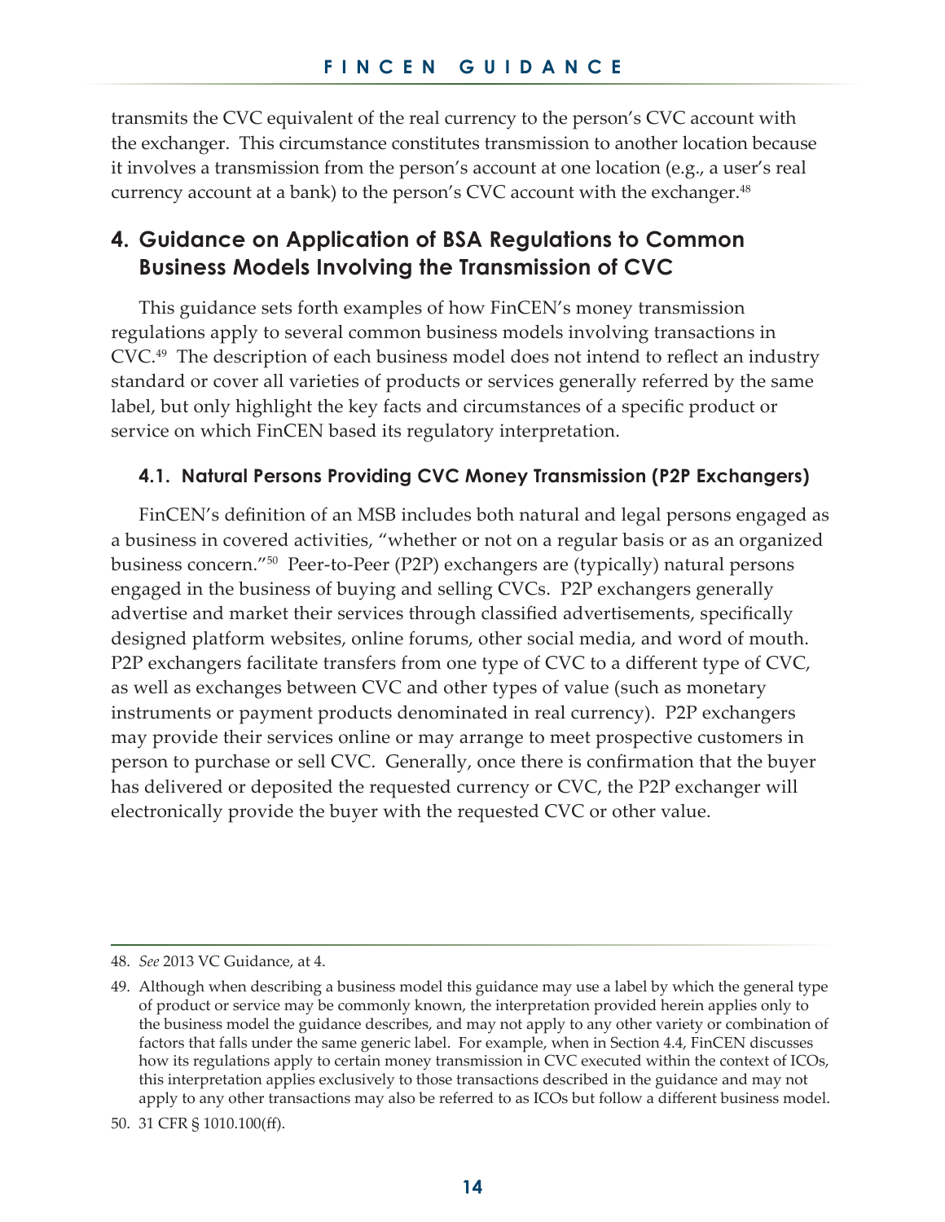transmits the CVC equivalent of the real currency to the person's CVC account with the exchanger. This circumstance constitutes transmission to another location because it involves a transmission from the person's account at one location (e.g., a user's real currency account at a bank) to the person's CVC account with the exchanger.[48]

## 4. Guidance on Application of BSA Regulations to Common Business Models Involving the Transmission of CVC

This guidance sets forth examples of how FinCEN's money transmission regulations apply to several common business models involving transactions in CVC.[49] The description of each business model does not intend to reflect an industry standard or cover all varieties of products or services generally referred by the same label, but only highlight the key facts and circumstances of a specific product or service on which FinCEN based its regulatory interpretation.

### 4.1. Natural Persons Providing CVC Money Transmission (P2P Exchangers)

FinCEN's definition of an MSB includes both natural and legal persons engaged as a business in covered activities, "whether or not on a regular basis or as an organized business concern."[50] Peer-to-Peer (P2P) exchangers are (typically) natural persons engaged in the business of buying and selling CVCs. P2P exchangers generally advertise and market their services through classified advertisements, specifically designed platform websites, online forums, other social media, and word of mouth. P2P exchangers facilitate transfers from one type of CVC to a different type of CVC, as well as exchanges between CVC and other types of value (such as monetary instruments or payment products denominated in real currency). P2P exchangers may provide their services online or may arrange to meet prospective customers in person to purchase or sell CVC. Generally, once there is confirmation that the buyer has delivered or deposited the requested currency or CVC, the P2P exchanger will electronically provide the buyer with the requested CVC or other value.

---

48. *See* 2013 VC Guidance, at 4.

49. Although when describing a business model this guidance may use a label by which the general type of product or service may be commonly known, the interpretation provided herein applies only to the business model the guidance describes, and may not apply to any other variety or combination of factors that falls under the same generic label. For example, when in Section 4.4, FinCEN discusses how its regulations apply to certain money transmission in CVC executed within the context of ICOs, this interpretation applies exclusively to those transactions described in the guidance and may not apply to any other transactions may also be referred to as ICOs but follow a different business model.

50. 31 CFR § 1010.100(ff).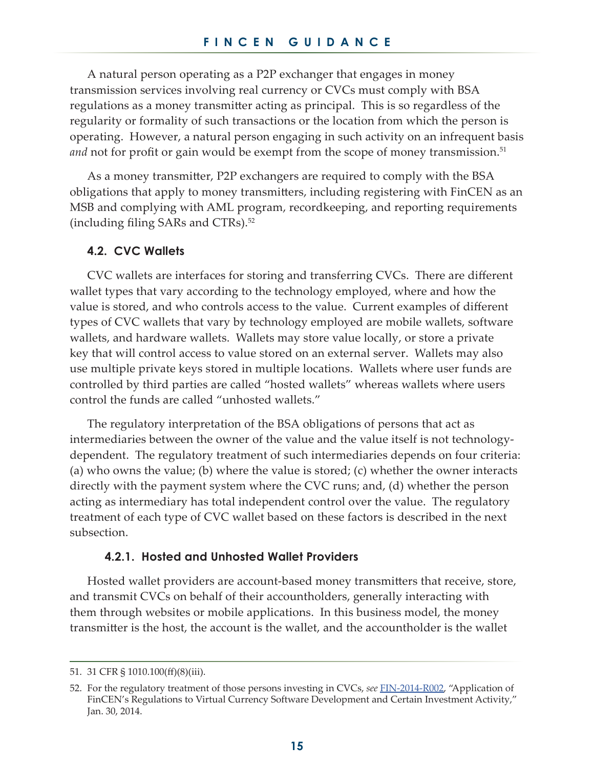A natural person operating as a P2P exchanger that engages in money transmission services involving real currency or CVCs must comply with BSA regulations as a money transmitter acting as principal. This is so regardless of the regularity or formality of such transactions or the location from which the person is operating. However, a natural person engaging in such activity on an infrequent basis *and* not for profit or gain would be exempt from the scope of money transmission.[51]

As a money transmitter, P2P exchangers are required to comply with the BSA obligations that apply to money transmitters, including registering with FinCEN as an MSB and complying with AML program, recordkeeping, and reporting requirements (including filing SARs and CTRs).[52]

### 4.2. CVC Wallets

CVC wallets are interfaces for storing and transferring CVCs. There are different wallet types that vary according to the technology employed, where and how the value is stored, and who controls access to the value. Current examples of different types of CVC wallets that vary by technology employed are mobile wallets, software wallets, and hardware wallets. Wallets may store value locally, or store a private key that will control access to value stored on an external server. Wallets may also use multiple private keys stored in multiple locations. Wallets where user funds are controlled by third parties are called "hosted wallets" whereas wallets where users control the funds are called "unhosted wallets."

The regulatory interpretation of the BSA obligations of persons that act as intermediaries between the owner of the value and the value itself is not technology-dependent. The regulatory treatment of such intermediaries depends on four criteria: (a) who owns the value; (b) where the value is stored; (c) whether the owner interacts directly with the payment system where the CVC runs; and, (d) whether the person acting as intermediary has total independent control over the value. The regulatory treatment of each type of CVC wallet based on these factors is described in the next subsection.

#### 4.2.1. Hosted and Unhosted Wallet Providers

Hosted wallet providers are account-based money transmitters that receive, store, and transmit CVCs on behalf of their accountholders, generally interacting with them through websites or mobile applications. In this business model, the money transmitter is the host, the account is the wallet, and the accountholder is the wallet

---

51. 31 CFR § 1010.100(ff)(8)(iii).

52. For the regulatory treatment of those persons investing in CVCs, *see* FIN-2014-R002, "Application of FinCEN's Regulations to Virtual Currency Software Development and Certain Investment Activity," Jan. 30, 2014.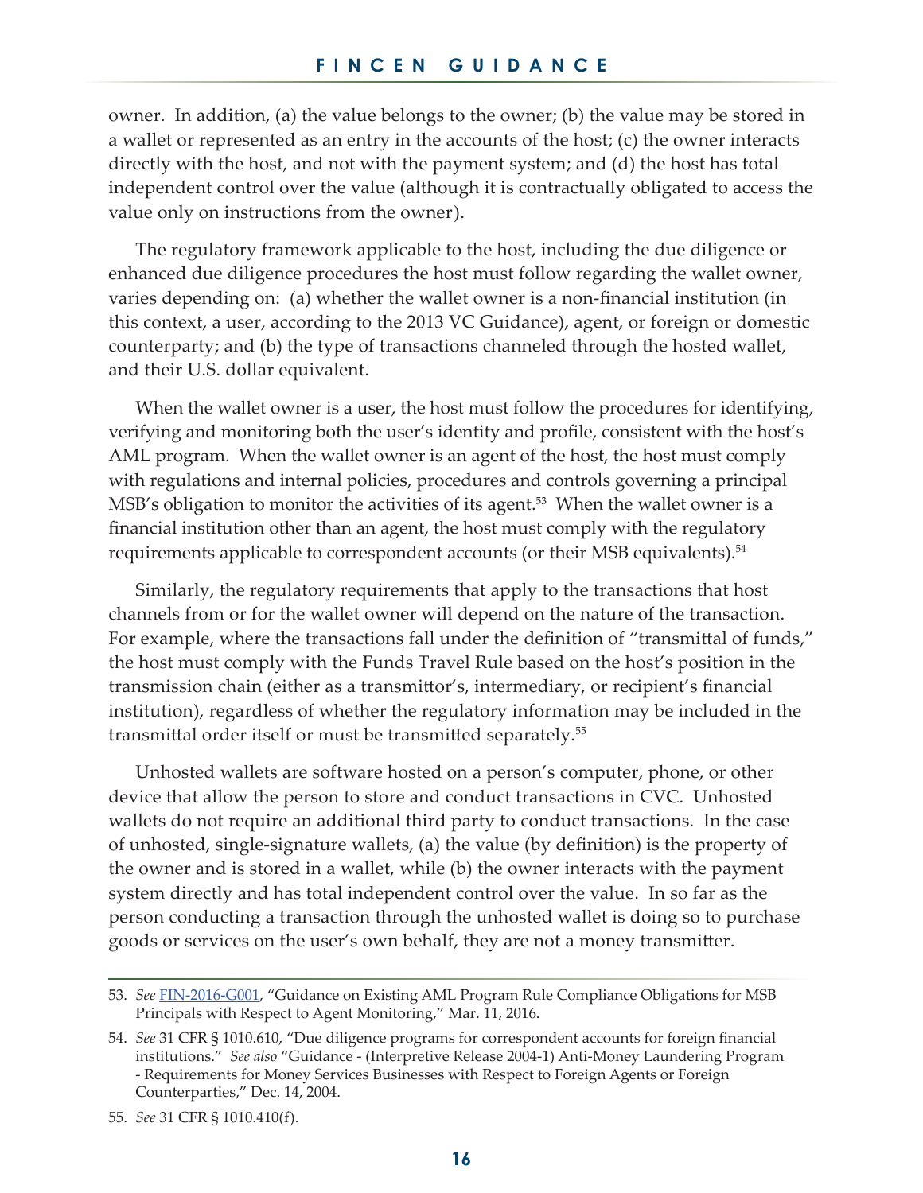owner. In addition, (a) the value belongs to the owner; (b) the value may be stored in a wallet or represented as an entry in the accounts of the host; (c) the owner interacts directly with the host, and not with the payment system; and (d) the host has total independent control over the value (although it is contractually obligated to access the value only on instructions from the owner).

The regulatory framework applicable to the host, including the due diligence or enhanced due diligence procedures the host must follow regarding the wallet owner, varies depending on: (a) whether the wallet owner is a non-financial institution (in this context, a user, according to the 2013 VC Guidance), agent, or foreign or domestic counterparty; and (b) the type of transactions channeled through the hosted wallet, and their U.S. dollar equivalent.

When the wallet owner is a user, the host must follow the procedures for identifying, verifying and monitoring both the user's identity and profile, consistent with the host's AML program. When the wallet owner is an agent of the host, the host must comply with regulations and internal policies, procedures and controls governing a principal MSB's obligation to monitor the activities of its agent.[53] When the wallet owner is a financial institution other than an agent, the host must comply with the regulatory requirements applicable to correspondent accounts (or their MSB equivalents).[54]

Similarly, the regulatory requirements that apply to the transactions that host channels from or for the wallet owner will depend on the nature of the transaction. For example, where the transactions fall under the definition of "transmittal of funds," the host must comply with the Funds Travel Rule based on the host's position in the transmission chain (either as a transmittor's, intermediary, or recipient's financial institution), regardless of whether the regulatory information may be included in the transmittal order itself or must be transmitted separately.[55]

Unhosted wallets are software hosted on a person's computer, phone, or other device that allow the person to store and conduct transactions in CVC. Unhosted wallets do not require an additional third party to conduct transactions. In the case of unhosted, single-signature wallets, (a) the value (by definition) is the property of the owner and is stored in a wallet, while (b) the owner interacts with the payment system directly and has total independent control over the value. In so far as the person conducting a transaction through the unhosted wallet is doing so to purchase goods or services on the user's own behalf, they are not a money transmitter.

---

53. *See* FIN-2016-G001, "Guidance on Existing AML Program Rule Compliance Obligations for MSB Principals with Respect to Agent Monitoring," Mar. 11, 2016.

54. *See* 31 CFR § 1010.610, "Due diligence programs for correspondent accounts for foreign financial institutions." *See also* "Guidance - (Interpretive Release 2004-1) Anti-Money Laundering Program - Requirements for Money Services Businesses with Respect to Foreign Agents or Foreign Counterparties," Dec. 14, 2004.

55. *See* 31 CFR § 1010.410(f).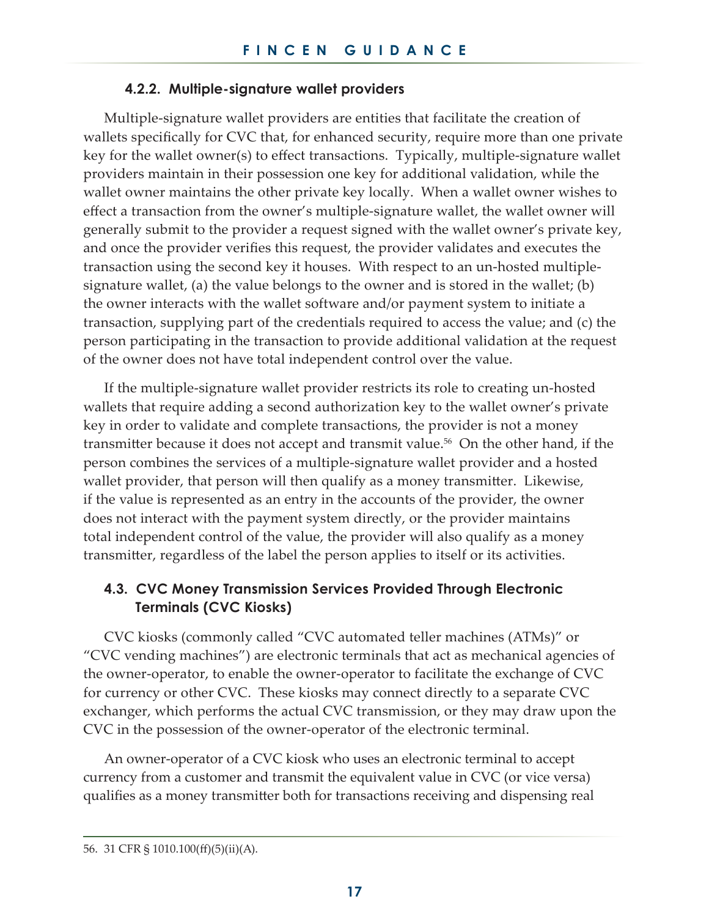#### 4.2.2. Multiple-signature wallet providers

Multiple-signature wallet providers are entities that facilitate the creation of wallets specifically for CVC that, for enhanced security, require more than one private key for the wallet owner(s) to effect transactions. Typically, multiple-signature wallet providers maintain in their possession one key for additional validation, while the wallet owner maintains the other private key locally. When a wallet owner wishes to effect a transaction from the owner's multiple-signature wallet, the wallet owner will generally submit to the provider a request signed with the wallet owner's private key, and once the provider verifies this request, the provider validates and executes the transaction using the second key it houses. With respect to an un-hosted multiple-signature wallet, (a) the value belongs to the owner and is stored in the wallet; (b) the owner interacts with the wallet software and/or payment system to initiate a transaction, supplying part of the credentials required to access the value; and (c) the person participating in the transaction to provide additional validation at the request of the owner does not have total independent control over the value.

If the multiple-signature wallet provider restricts its role to creating un-hosted wallets that require adding a second authorization key to the wallet owner's private key in order to validate and complete transactions, the provider is not a money transmitter because it does not accept and transmit value.[56] On the other hand, if the person combines the services of a multiple-signature wallet provider and a hosted wallet provider, that person will then qualify as a money transmitter. Likewise, if the value is represented as an entry in the accounts of the provider, the owner does not interact with the payment system directly, or the provider maintains total independent control of the value, the provider will also qualify as a money transmitter, regardless of the label the person applies to itself or its activities.

### 4.3. CVC Money Transmission Services Provided Through Electronic Terminals (CVC Kiosks)

CVC kiosks (commonly called "CVC automated teller machines (ATMs)" or "CVC vending machines") are electronic terminals that act as mechanical agencies of the owner-operator, to enable the owner-operator to facilitate the exchange of CVC for currency or other CVC. These kiosks may connect directly to a separate CVC exchanger, which performs the actual CVC transmission, or they may draw upon the CVC in the possession of the owner-operator of the electronic terminal.

An owner-operator of a CVC kiosk who uses an electronic terminal to accept currency from a customer and transmit the equivalent value in CVC (or vice versa) qualifies as a money transmitter both for transactions receiving and dispensing real

56. 31 CFR § 1010.100(ff)(5)(ii)(A).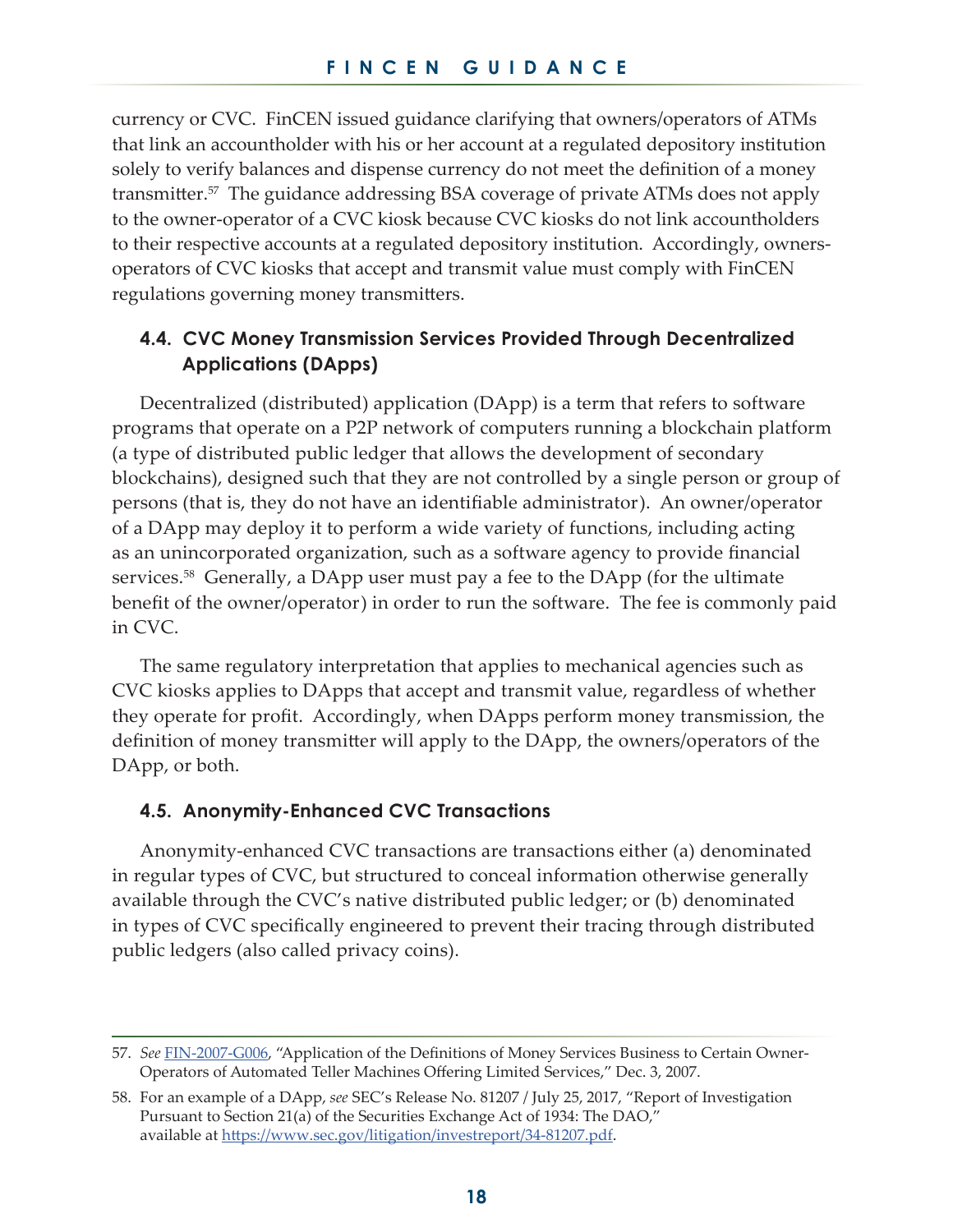currency or CVC. FinCEN issued guidance clarifying that owners/operators of ATMs that link an accountholder with his or her account at a regulated depository institution solely to verify balances and dispense currency do not meet the definition of a money transmitter.[57] The guidance addressing BSA coverage of private ATMs does not apply to the owner-operator of a CVC kiosk because CVC kiosks do not link accountholders to their respective accounts at a regulated depository institution. Accordingly, owners-operators of CVC kiosks that accept and transmit value must comply with FinCEN regulations governing money transmitters.

### 4.4. CVC Money Transmission Services Provided Through Decentralized Applications (DApps)

Decentralized (distributed) application (DApp) is a term that refers to software programs that operate on a P2P network of computers running a blockchain platform (a type of distributed public ledger that allows the development of secondary blockchains), designed such that they are not controlled by a single person or group of persons (that is, they do not have an identifiable administrator). An owner/operator of a DApp may deploy it to perform a wide variety of functions, including acting as an unincorporated organization, such as a software agency to provide financial services.[58] Generally, a DApp user must pay a fee to the DApp (for the ultimate benefit of the owner/operator) in order to run the software. The fee is commonly paid in CVC.

The same regulatory interpretation that applies to mechanical agencies such as CVC kiosks applies to DApps that accept and transmit value, regardless of whether they operate for profit. Accordingly, when DApps perform money transmission, the definition of money transmitter will apply to the DApp, the owners/operators of the DApp, or both.

### 4.5. Anonymity-Enhanced CVC Transactions

Anonymity-enhanced CVC transactions are transactions either (a) denominated in regular types of CVC, but structured to conceal information otherwise generally available through the CVC's native distributed public ledger; or (b) denominated in types of CVC specifically engineered to prevent their tracing through distributed public ledgers (also called privacy coins).

---

57. *See* FIN-2007-G006, "Application of the Definitions of Money Services Business to Certain Owner-Operators of Automated Teller Machines Offering Limited Services," Dec. 3, 2007.

58. For an example of a DApp, *see* SEC's Release No. 81207 / July 25, 2017, "Report of Investigation Pursuant to Section 21(a) of the Securities Exchange Act of 1934: The DAO," available at https://www.sec.gov/litigation/investreport/34-81207.pdf.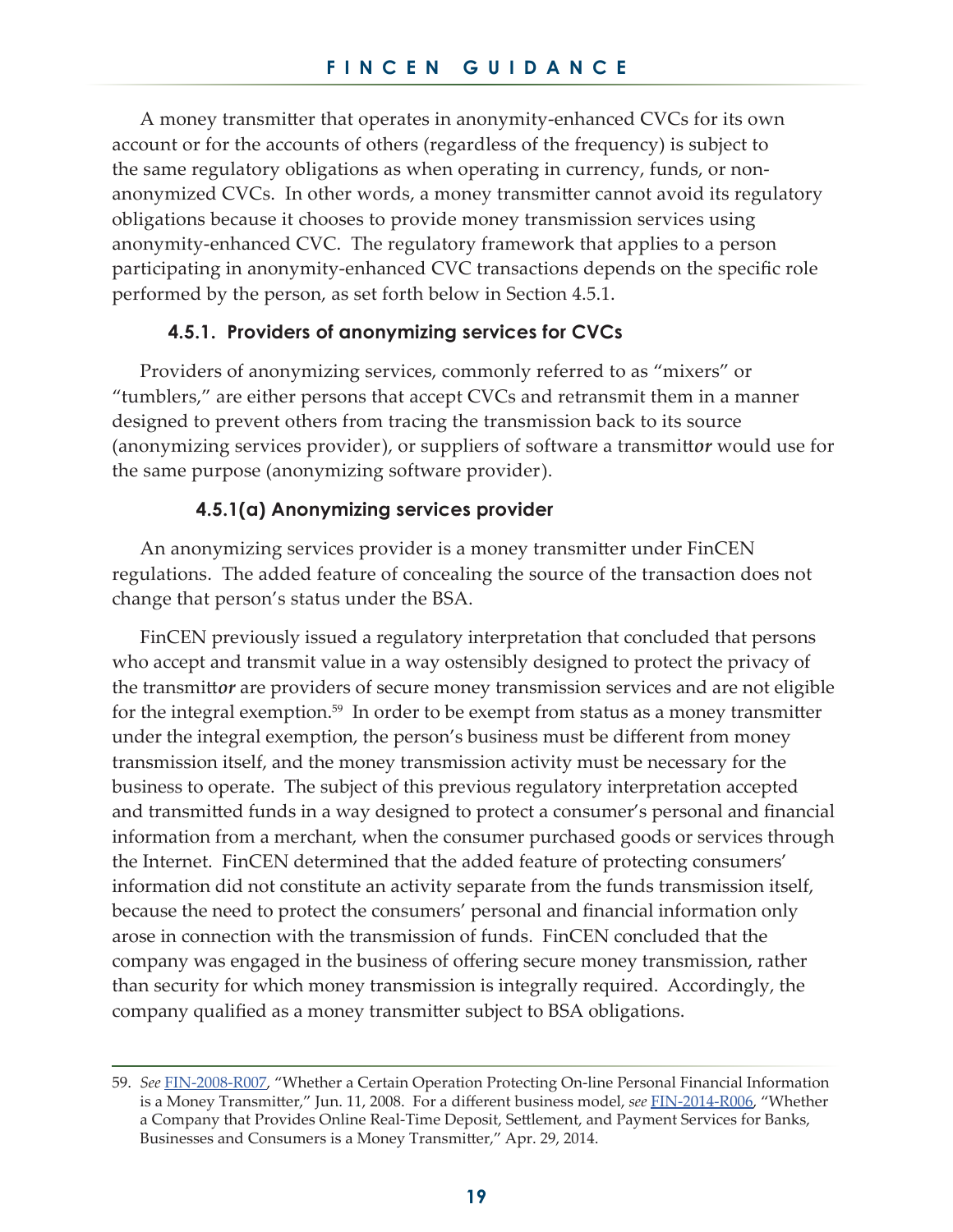A money transmitter that operates in anonymity-enhanced CVCs for its own account or for the accounts of others (regardless of the frequency) is subject to the same regulatory obligations as when operating in currency, funds, or non-anonymized CVCs. In other words, a money transmitter cannot avoid its regulatory obligations because it chooses to provide money transmission services using anonymity-enhanced CVC. The regulatory framework that applies to a person participating in anonymity-enhanced CVC transactions depends on the specific role performed by the person, as set forth below in Section 4.5.1.

#### 4.5.1. Providers of anonymizing services for CVCs

Providers of anonymizing services, commonly referred to as "mixers" or "tumblers," are either persons that accept CVCs and retransmit them in a manner designed to prevent others from tracing the transmission back to its source (anonymizing services provider), or suppliers of software a transmitt***or*** would use for the same purpose (anonymizing software provider).

##### 4.5.1(a) Anonymizing services provider

An anonymizing services provider is a money transmitter under FinCEN regulations. The added feature of concealing the source of the transaction does not change that person's status under the BSA.

FinCEN previously issued a regulatory interpretation that concluded that persons who accept and transmit value in a way ostensibly designed to protect the privacy of the transmitt***or*** are providers of secure money transmission services and are not eligible for the integral exemption.[59] In order to be exempt from status as a money transmitter under the integral exemption, the person's business must be different from money transmission itself, and the money transmission activity must be necessary for the business to operate. The subject of this previous regulatory interpretation accepted and transmitted funds in a way designed to protect a consumer's personal and financial information from a merchant, when the consumer purchased goods or services through the Internet. FinCEN determined that the added feature of protecting consumers' information did not constitute an activity separate from the funds transmission itself, because the need to protect the consumers' personal and financial information only arose in connection with the transmission of funds. FinCEN concluded that the company was engaged in the business of offering secure money transmission, rather than security for which money transmission is integrally required. Accordingly, the company qualified as a money transmitter subject to BSA obligations.

---

59. *See* FIN-2008-R007, "Whether a Certain Operation Protecting On-line Personal Financial Information is a Money Transmitter," Jun. 11, 2008. For a different business model, *see* FIN-2014-R006, "Whether a Company that Provides Online Real-Time Deposit, Settlement, and Payment Services for Banks, Businesses and Consumers is a Money Transmitter," Apr. 29, 2014.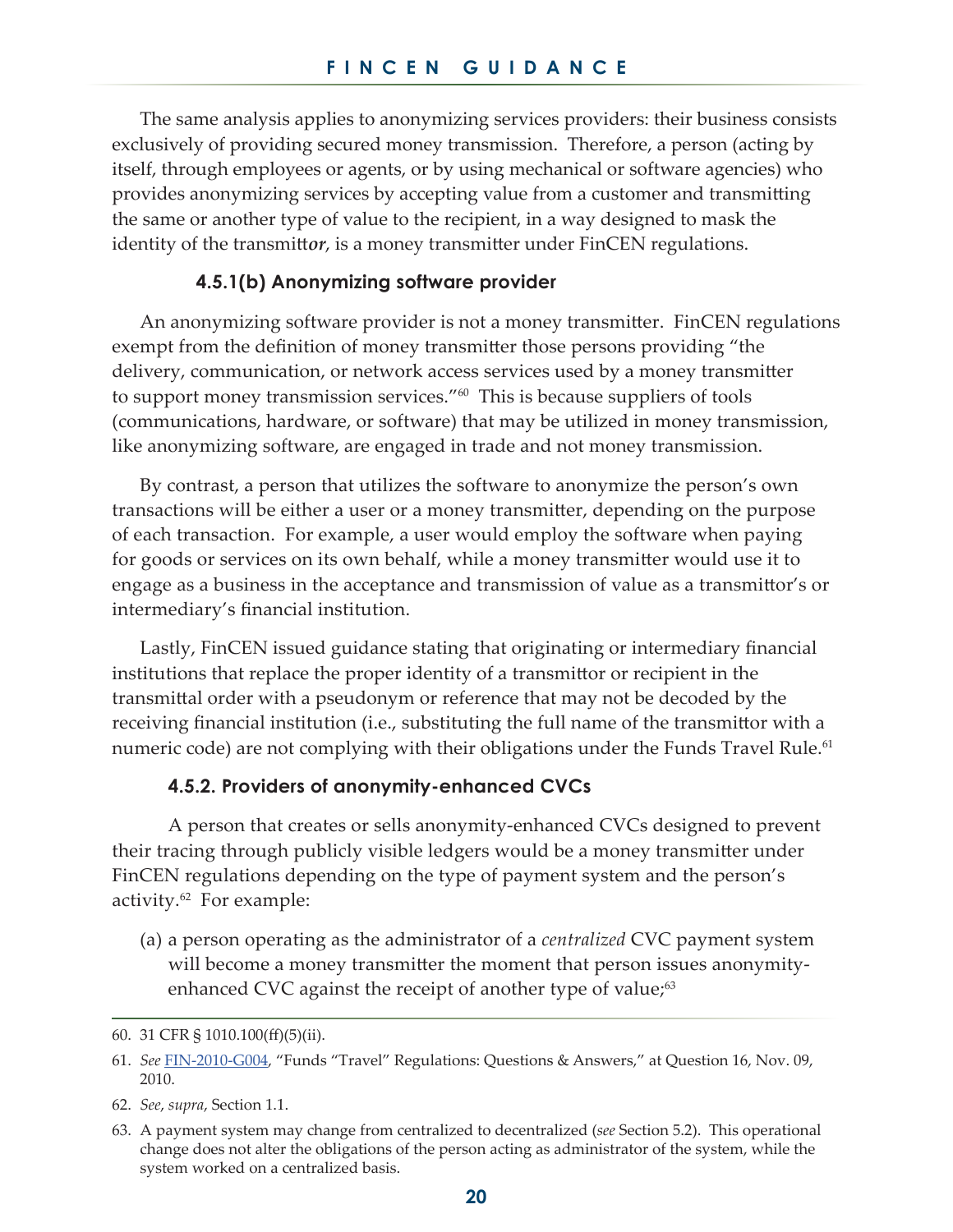The same analysis applies to anonymizing services providers: their business consists exclusively of providing secured money transmission. Therefore, a person (acting by itself, through employees or agents, or by using mechanical or software agencies) who provides anonymizing services by accepting value from a customer and transmitting the same or another type of value to the recipient, in a way designed to mask the identity of the transmitt*or*, is a money transmitter under FinCEN regulations.

#### 4.5.1(b) Anonymizing software provider

An anonymizing software provider is not a money transmitter. FinCEN regulations exempt from the definition of money transmitter those persons providing "the delivery, communication, or network access services used by a money transmitter to support money transmission services."[60] This is because suppliers of tools (communications, hardware, or software) that may be utilized in money transmission, like anonymizing software, are engaged in trade and not money transmission.

By contrast, a person that utilizes the software to anonymize the person's own transactions will be either a user or a money transmitter, depending on the purpose of each transaction. For example, a user would employ the software when paying for goods or services on its own behalf, while a money transmitter would use it to engage as a business in the acceptance and transmission of value as a transmittor's or intermediary's financial institution.

Lastly, FinCEN issued guidance stating that originating or intermediary financial institutions that replace the proper identity of a transmittor or recipient in the transmittal order with a pseudonym or reference that may not be decoded by the receiving financial institution (i.e., substituting the full name of the transmittor with a numeric code) are not complying with their obligations under the Funds Travel Rule.[61]

#### 4.5.2. Providers of anonymity-enhanced CVCs

A person that creates or sells anonymity-enhanced CVCs designed to prevent their tracing through publicly visible ledgers would be a money transmitter under FinCEN regulations depending on the type of payment system and the person's activity.[62] For example:

(a) a person operating as the administrator of a *centralized* CVC payment system will become a money transmitter the moment that person issues anonymity-enhanced CVC against the receipt of another type of value;[63]

---

60. 31 CFR § 1010.100(ff)(5)(ii).

61. *See* FIN-2010-G004, "Funds "Travel" Regulations: Questions & Answers," at Question 16, Nov. 09, 2010.

62. *See*, *supra*, Section 1.1.

63. A payment system may change from centralized to decentralized (*see* Section 5.2). This operational change does not alter the obligations of the person acting as administrator of the system, while the system worked on a centralized basis.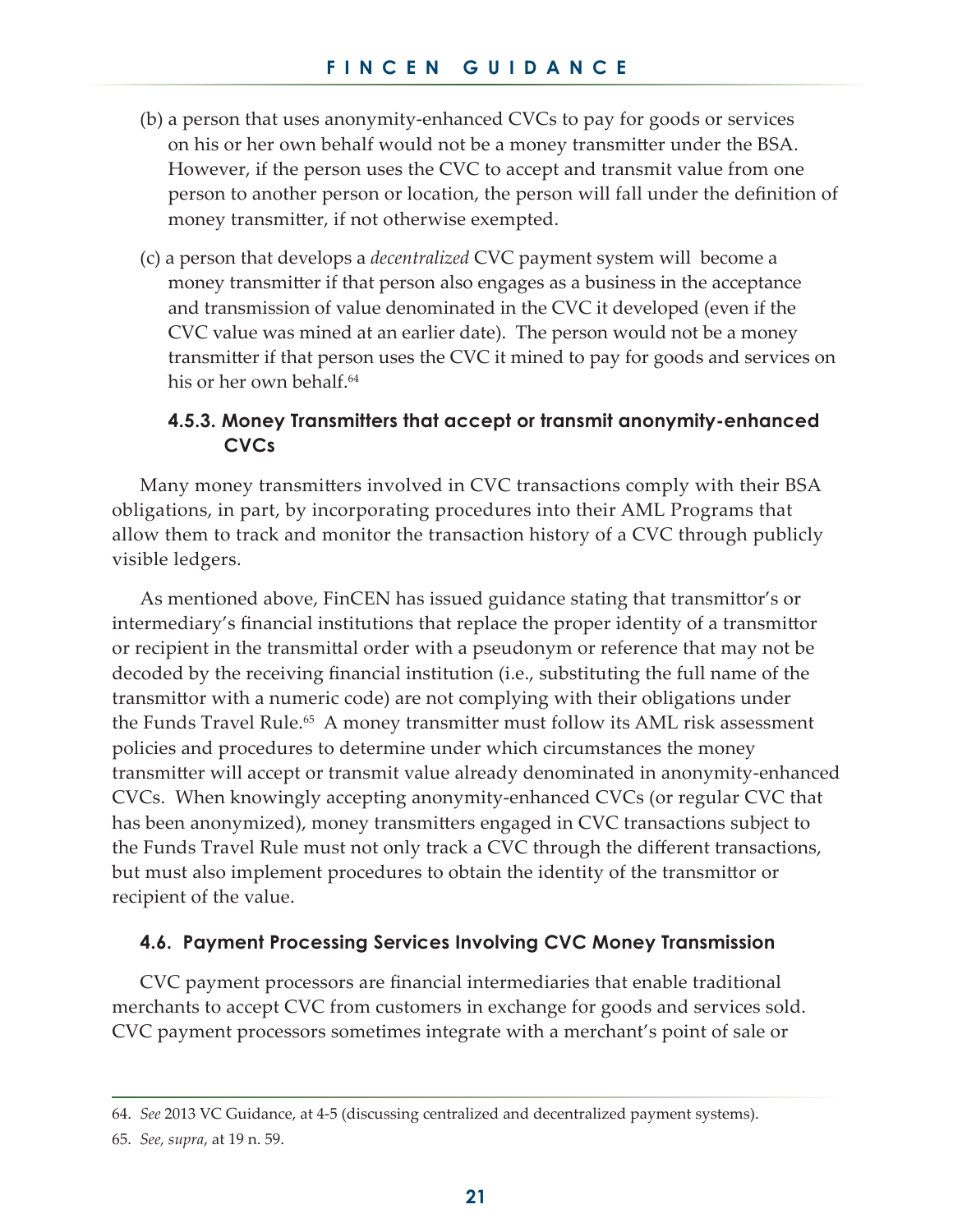(b) a person that uses anonymity-enhanced CVCs to pay for goods or services on his or her own behalf would not be a money transmitter under the BSA. However, if the person uses the CVC to accept and transmit value from one person to another person or location, the person will fall under the definition of money transmitter, if not otherwise exempted.

(c) a person that develops a *decentralized* CVC payment system will become a money transmitter if that person also engages as a business in the acceptance and transmission of value denominated in the CVC it developed (even if the CVC value was mined at an earlier date). The person would not be a money transmitter if that person uses the CVC it mined to pay for goods and services on his or her own behalf.[64]

### 4.5.3. Money Transmitters that accept or transmit anonymity-enhanced CVCs

Many money transmitters involved in CVC transactions comply with their BSA obligations, in part, by incorporating procedures into their AML Programs that allow them to track and monitor the transaction history of a CVC through publicly visible ledgers.

As mentioned above, FinCEN has issued guidance stating that transmittor's or intermediary's financial institutions that replace the proper identity of a transmittor or recipient in the transmittal order with a pseudonym or reference that may not be decoded by the receiving financial institution (i.e., substituting the full name of the transmittor with a numeric code) are not complying with their obligations under the Funds Travel Rule.[65] A money transmitter must follow its AML risk assessment policies and procedures to determine under which circumstances the money transmitter will accept or transmit value already denominated in anonymity-enhanced CVCs. When knowingly accepting anonymity-enhanced CVCs (or regular CVC that has been anonymized), money transmitters engaged in CVC transactions subject to the Funds Travel Rule must not only track a CVC through the different transactions, but must also implement procedures to obtain the identity of the transmittor or recipient of the value.

### 4.6. Payment Processing Services Involving CVC Money Transmission

CVC payment processors are financial intermediaries that enable traditional merchants to accept CVC from customers in exchange for goods and services sold. CVC payment processors sometimes integrate with a merchant's point of sale or

---

64. *See* 2013 VC Guidance, at 4-5 (discussing centralized and decentralized payment systems).

65. *See, supra*, at 19 n. 59.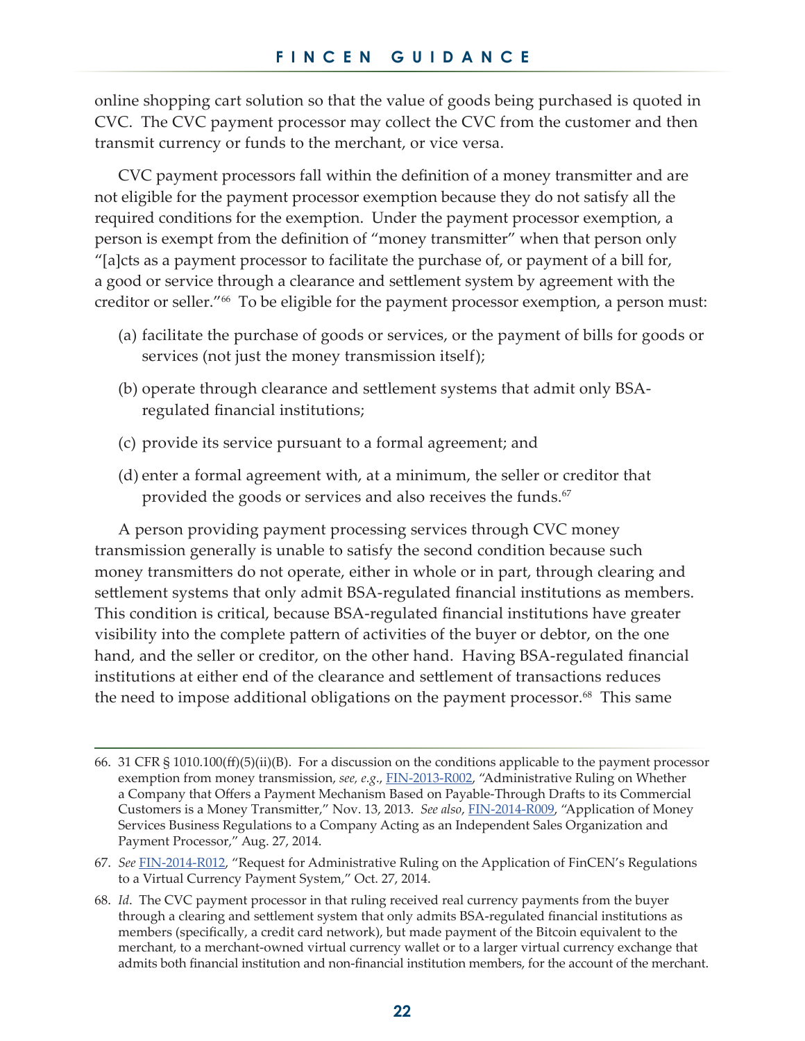online shopping cart solution so that the value of goods being purchased is quoted in CVC. The CVC payment processor may collect the CVC from the customer and then transmit currency or funds to the merchant, or vice versa.

CVC payment processors fall within the definition of a money transmitter and are not eligible for the payment processor exemption because they do not satisfy all the required conditions for the exemption. Under the payment processor exemption, a person is exempt from the definition of "money transmitter" when that person only "[a]cts as a payment processor to facilitate the purchase of, or payment of a bill for, a good or service through a clearance and settlement system by agreement with the creditor or seller."[66] To be eligible for the payment processor exemption, a person must:

(a) facilitate the purchase of goods or services, or the payment of bills for goods or services (not just the money transmission itself);

(b) operate through clearance and settlement systems that admit only BSA-regulated financial institutions;

(c) provide its service pursuant to a formal agreement; and

(d) enter a formal agreement with, at a minimum, the seller or creditor that provided the goods or services and also receives the funds.[67]

A person providing payment processing services through CVC money transmission generally is unable to satisfy the second condition because such money transmitters do not operate, either in whole or in part, through clearing and settlement systems that only admit BSA-regulated financial institutions as members. This condition is critical, because BSA-regulated financial institutions have greater visibility into the complete pattern of activities of the buyer or debtor, on the one hand, and the seller or creditor, on the other hand. Having BSA-regulated financial institutions at either end of the clearance and settlement of transactions reduces the need to impose additional obligations on the payment processor.[68] This same

---

66. 31 CFR § 1010.100(ff)(5)(ii)(B). For a discussion on the conditions applicable to the payment processor exemption from money transmission, *see, e.g.*, FIN-2013-R002, "Administrative Ruling on Whether a Company that Offers a Payment Mechanism Based on Payable-Through Drafts to its Commercial Customers is a Money Transmitter," Nov. 13, 2013. *See also*, FIN-2014-R009, "Application of Money Services Business Regulations to a Company Acting as an Independent Sales Organization and Payment Processor," Aug. 27, 2014.

67. *See* FIN-2014-R012, "Request for Administrative Ruling on the Application of FinCEN's Regulations to a Virtual Currency Payment System," Oct. 27, 2014.

68. *Id*. The CVC payment processor in that ruling received real currency payments from the buyer through a clearing and settlement system that only admits BSA-regulated financial institutions as members (specifically, a credit card network), but made payment of the Bitcoin equivalent to the merchant, to a merchant-owned virtual currency wallet or to a larger virtual currency exchange that admits both financial institution and non-financial institution members, for the account of the merchant.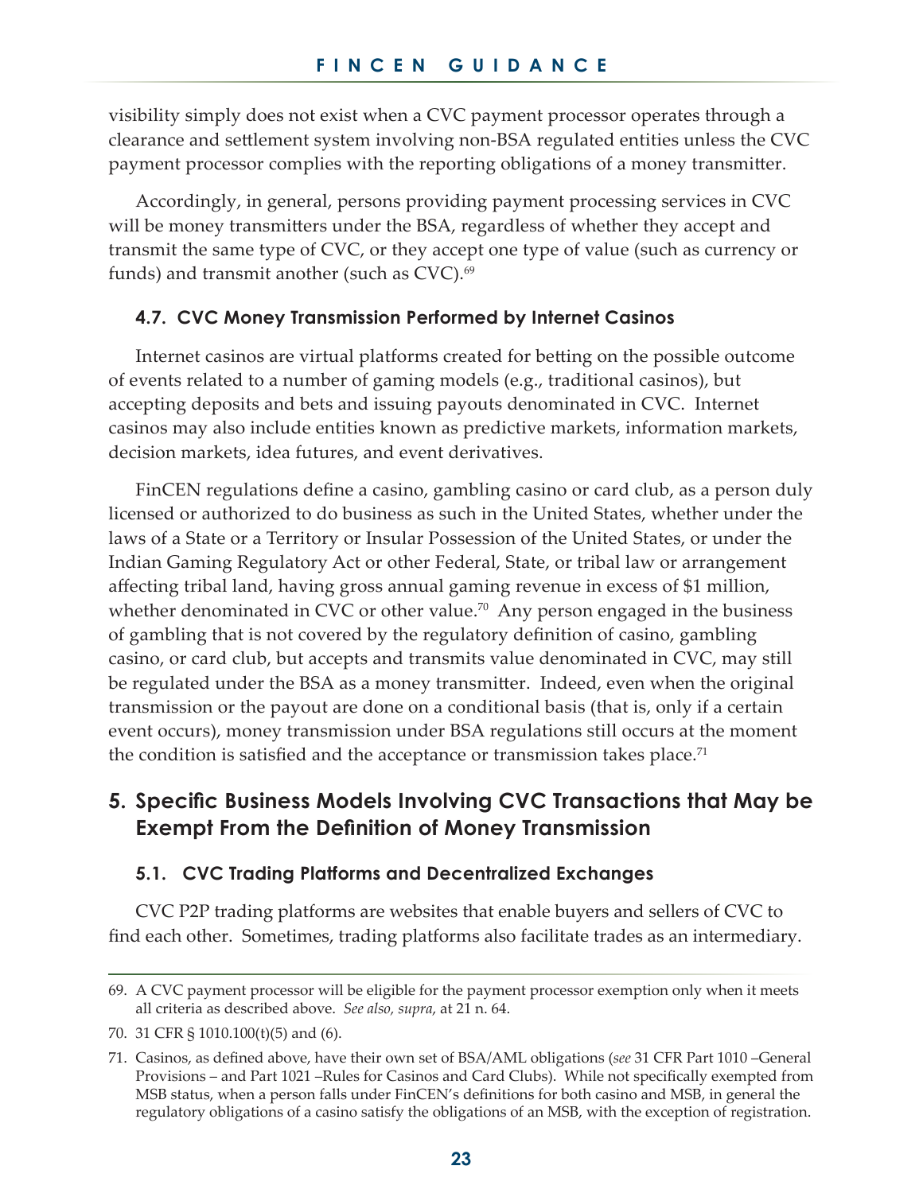visibility simply does not exist when a CVC payment processor operates through a clearance and settlement system involving non-BSA regulated entities unless the CVC payment processor complies with the reporting obligations of a money transmitter.

Accordingly, in general, persons providing payment processing services in CVC will be money transmitters under the BSA, regardless of whether they accept and transmit the same type of CVC, or they accept one type of value (such as currency or funds) and transmit another (such as CVC).[69]

### 4.7. CVC Money Transmission Performed by Internet Casinos

Internet casinos are virtual platforms created for betting on the possible outcome of events related to a number of gaming models (e.g., traditional casinos), but accepting deposits and bets and issuing payouts denominated in CVC. Internet casinos may also include entities known as predictive markets, information markets, decision markets, idea futures, and event derivatives.

FinCEN regulations define a casino, gambling casino or card club, as a person duly licensed or authorized to do business as such in the United States, whether under the laws of a State or a Territory or Insular Possession of the United States, or under the Indian Gaming Regulatory Act or other Federal, State, or tribal law or arrangement affecting tribal land, having gross annual gaming revenue in excess of $1 million, whether denominated in CVC or other value.[70] Any person engaged in the business of gambling that is not covered by the regulatory definition of casino, gambling casino, or card club, but accepts and transmits value denominated in CVC, may still be regulated under the BSA as a money transmitter. Indeed, even when the original transmission or the payout are done on a conditional basis (that is, only if a certain event occurs), money transmission under BSA regulations still occurs at the moment the condition is satisfied and the acceptance or transmission takes place.[71]

## 5. Specific Business Models Involving CVC Transactions that May be Exempt From the Definition of Money Transmission

### 5.1. CVC Trading Platforms and Decentralized Exchanges

CVC P2P trading platforms are websites that enable buyers and sellers of CVC to find each other. Sometimes, trading platforms also facilitate trades as an intermediary.

---

69. A CVC payment processor will be eligible for the payment processor exemption only when it meets all criteria as described above. *See also, supra*, at 21 n. 64.

70. 31 CFR § 1010.100(t)(5) and (6).

71. Casinos, as defined above, have their own set of BSA/AML obligations (*see* 31 CFR Part 1010 –General Provisions – and Part 1021 –Rules for Casinos and Card Clubs). While not specifically exempted from MSB status, when a person falls under FinCEN's definitions for both casino and MSB, in general the regulatory obligations of a casino satisfy the obligations of an MSB, with the exception of registration.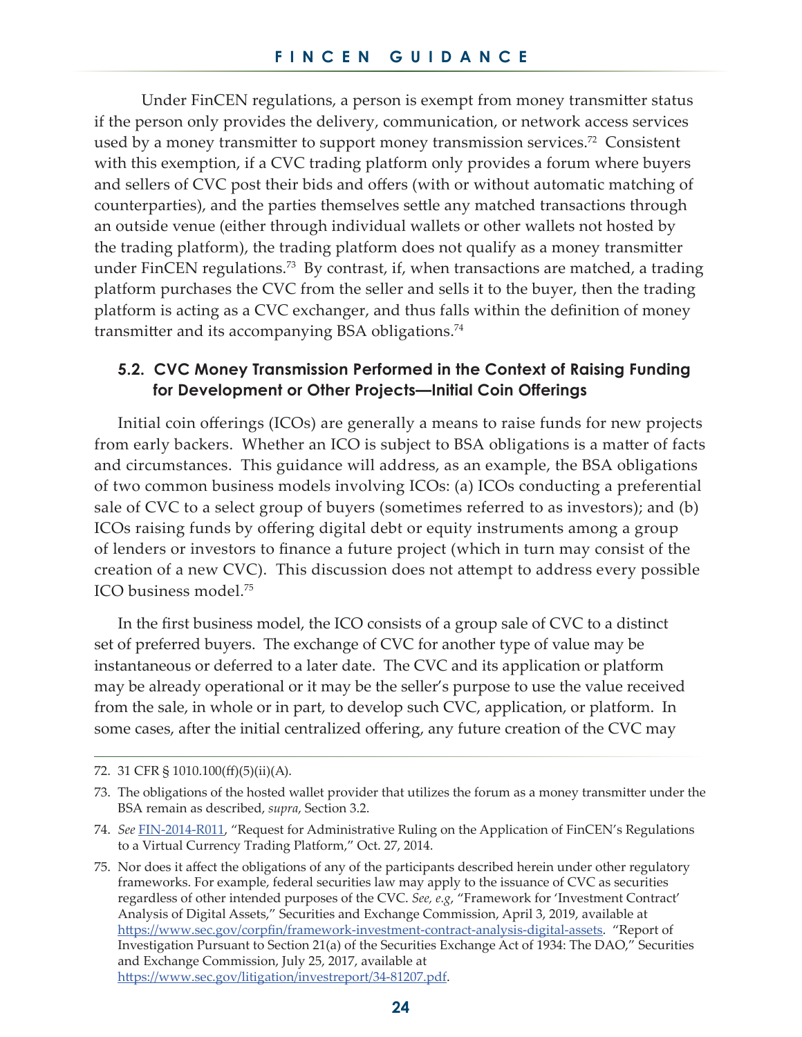Under FinCEN regulations, a person is exempt from money transmitter status if the person only provides the delivery, communication, or network access services used by a money transmitter to support money transmission services.[72] Consistent with this exemption, if a CVC trading platform only provides a forum where buyers and sellers of CVC post their bids and offers (with or without automatic matching of counterparties), and the parties themselves settle any matched transactions through an outside venue (either through individual wallets or other wallets not hosted by the trading platform), the trading platform does not qualify as a money transmitter under FinCEN regulations.[73] By contrast, if, when transactions are matched, a trading platform purchases the CVC from the seller and sells it to the buyer, then the trading platform is acting as a CVC exchanger, and thus falls within the definition of money transmitter and its accompanying BSA obligations.[74]

### 5.2. CVC Money Transmission Performed in the Context of Raising Funding for Development or Other Projects—Initial Coin Offerings

Initial coin offerings (ICOs) are generally a means to raise funds for new projects from early backers. Whether an ICO is subject to BSA obligations is a matter of facts and circumstances. This guidance will address, as an example, the BSA obligations of two common business models involving ICOs: (a) ICOs conducting a preferential sale of CVC to a select group of buyers (sometimes referred to as investors); and (b) ICOs raising funds by offering digital debt or equity instruments among a group of lenders or investors to finance a future project (which in turn may consist of the creation of a new CVC). This discussion does not attempt to address every possible ICO business model.[75]

In the first business model, the ICO consists of a group sale of CVC to a distinct set of preferred buyers. The exchange of CVC for another type of value may be instantaneous or deferred to a later date. The CVC and its application or platform may be already operational or it may be the seller's purpose to use the value received from the sale, in whole or in part, to develop such CVC, application, or platform. In some cases, after the initial centralized offering, any future creation of the CVC may

---

72. 31 CFR § 1010.100(ff)(5)(ii)(A).

73. The obligations of the hosted wallet provider that utilizes the forum as a money transmitter under the BSA remain as described, *supra*, Section 3.2.

74. *See* FIN-2014-R011, "Request for Administrative Ruling on the Application of FinCEN's Regulations to a Virtual Currency Trading Platform," Oct. 27, 2014.

75. Nor does it affect the obligations of any of the participants described herein under other regulatory frameworks. For example, federal securities law may apply to the issuance of CVC as securities regardless of other intended purposes of the CVC. *See, e.g*, "Framework for 'Investment Contract' Analysis of Digital Assets," Securities and Exchange Commission, April 3, 2019, available at https://www.sec.gov/corpfin/framework-investment-contract-analysis-digital-assets. "Report of Investigation Pursuant to Section 21(a) of the Securities Exchange Act of 1934: The DAO," Securities and Exchange Commission, July 25, 2017, available at https://www.sec.gov/litigation/investreport/34-81207.pdf.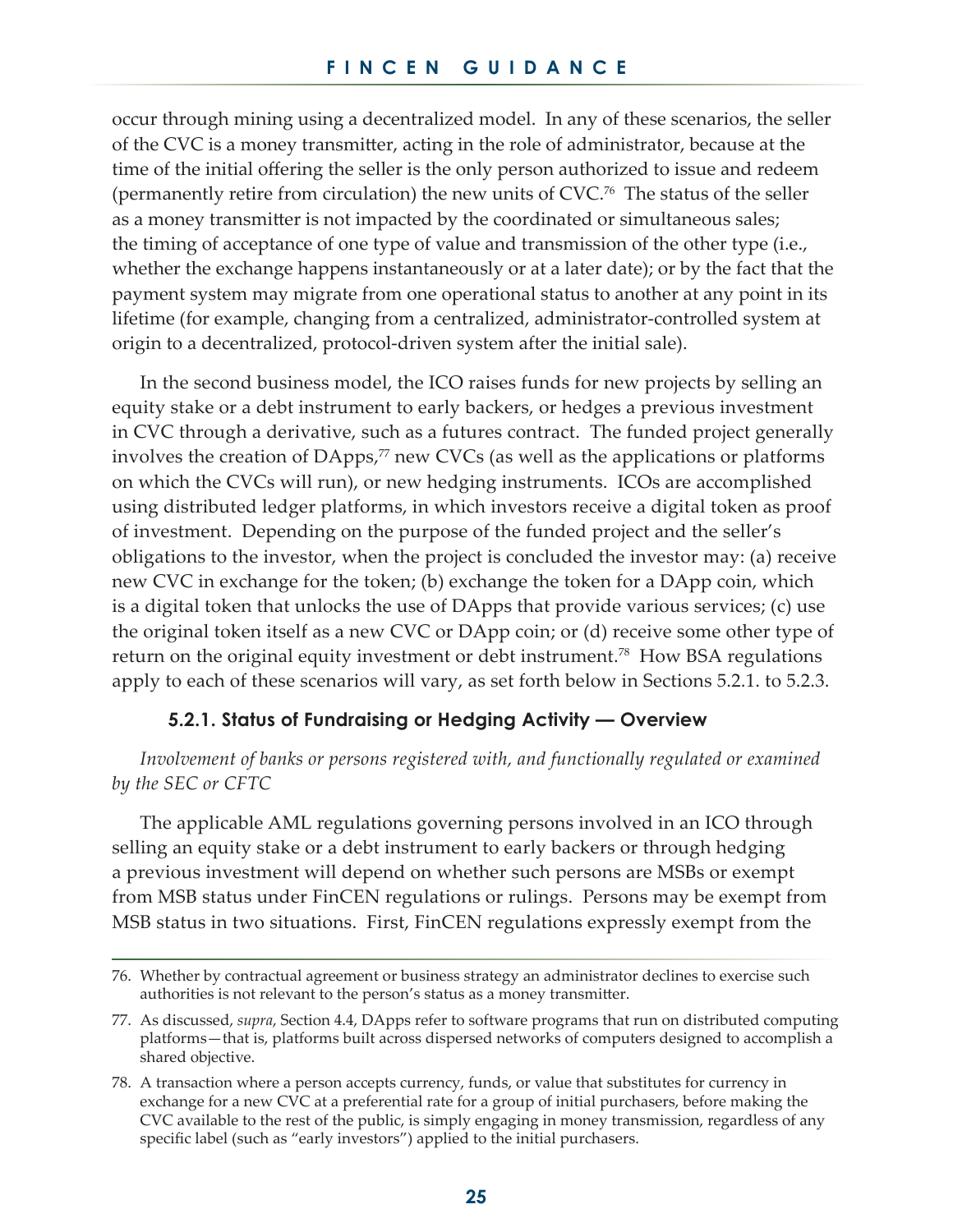occur through mining using a decentralized model. In any of these scenarios, the seller of the CVC is a money transmitter, acting in the role of administrator, because at the time of the initial offering the seller is the only person authorized to issue and redeem (permanently retire from circulation) the new units of CVC.[76] The status of the seller as a money transmitter is not impacted by the coordinated or simultaneous sales; the timing of acceptance of one type of value and transmission of the other type (i.e., whether the exchange happens instantaneously or at a later date); or by the fact that the payment system may migrate from one operational status to another at any point in its lifetime (for example, changing from a centralized, administrator-controlled system at origin to a decentralized, protocol-driven system after the initial sale).

In the second business model, the ICO raises funds for new projects by selling an equity stake or a debt instrument to early backers, or hedges a previous investment in CVC through a derivative, such as a futures contract. The funded project generally involves the creation of DApps,[77] new CVCs (as well as the applications or platforms on which the CVCs will run), or new hedging instruments. ICOs are accomplished using distributed ledger platforms, in which investors receive a digital token as proof of investment. Depending on the purpose of the funded project and the seller's obligations to the investor, when the project is concluded the investor may: (a) receive new CVC in exchange for the token; (b) exchange the token for a DApp coin, which is a digital token that unlocks the use of DApps that provide various services; (c) use the original token itself as a new CVC or DApp coin; or (d) receive some other type of return on the original equity investment or debt instrument.[78] How BSA regulations apply to each of these scenarios will vary, as set forth below in Sections 5.2.1. to 5.2.3.

#### 5.2.1. Status of Fundraising or Hedging Activity — Overview

*Involvement of banks or persons registered with, and functionally regulated or examined by the SEC or CFTC*

The applicable AML regulations governing persons involved in an ICO through selling an equity stake or a debt instrument to early backers or through hedging a previous investment will depend on whether such persons are MSBs or exempt from MSB status under FinCEN regulations or rulings. Persons may be exempt from MSB status in two situations. First, FinCEN regulations expressly exempt from the

---

76. Whether by contractual agreement or business strategy an administrator declines to exercise such authorities is not relevant to the person's status as a money transmitter.

77. As discussed, *supra*, Section 4.4, DApps refer to software programs that run on distributed computing platforms—that is, platforms built across dispersed networks of computers designed to accomplish a shared objective.

78. A transaction where a person accepts currency, funds, or value that substitutes for currency in exchange for a new CVC at a preferential rate for a group of initial purchasers, before making the CVC available to the rest of the public, is simply engaging in money transmission, regardless of any specific label (such as "early investors") applied to the initial purchasers.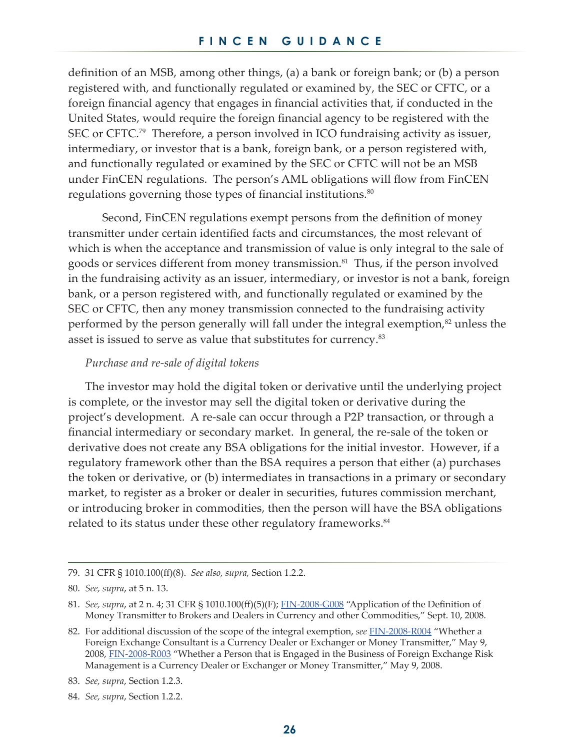definition of an MSB, among other things, (a) a bank or foreign bank; or (b) a person registered with, and functionally regulated or examined by, the SEC or CFTC, or a foreign financial agency that engages in financial activities that, if conducted in the United States, would require the foreign financial agency to be registered with the SEC or CFTC.[79] Therefore, a person involved in ICO fundraising activity as issuer, intermediary, or investor that is a bank, foreign bank, or a person registered with, and functionally regulated or examined by the SEC or CFTC will not be an MSB under FinCEN regulations. The person's AML obligations will flow from FinCEN regulations governing those types of financial institutions.[80]

Second, FinCEN regulations exempt persons from the definition of money transmitter under certain identified facts and circumstances, the most relevant of which is when the acceptance and transmission of value is only integral to the sale of goods or services different from money transmission.[81] Thus, if the person involved in the fundraising activity as an issuer, intermediary, or investor is not a bank, foreign bank, or a person registered with, and functionally regulated or examined by the SEC or CFTC, then any money transmission connected to the fundraising activity performed by the person generally will fall under the integral exemption,[82] unless the asset is issued to serve as value that substitutes for currency.[83]

*Purchase and re-sale of digital tokens*

The investor may hold the digital token or derivative until the underlying project is complete, or the investor may sell the digital token or derivative during the project's development. A re-sale can occur through a P2P transaction, or through a financial intermediary or secondary market. In general, the re-sale of the token or derivative does not create any BSA obligations for the initial investor. However, if a regulatory framework other than the BSA requires a person that either (a) purchases the token or derivative, or (b) intermediates in transactions in a primary or secondary market, to register as a broker or dealer in securities, futures commission merchant, or introducing broker in commodities, then the person will have the BSA obligations related to its status under these other regulatory frameworks.[84]

---

79. 31 CFR § 1010.100(ff)(8). *See also, supra,* Section 1.2.2.

80. *See, supra*, at 5 n. 13.

81. *See, supra*, at 2 n. 4; 31 CFR § 1010.100(ff)(5)(F); FIN-2008-G008 "Application of the Definition of Money Transmitter to Brokers and Dealers in Currency and other Commodities," Sept. 10, 2008.

82. For additional discussion of the scope of the integral exemption, *see* FIN-2008-R004 "Whether a Foreign Exchange Consultant is a Currency Dealer or Exchanger or Money Transmitter," May 9, 2008, FIN-2008-R003 "Whether a Person that is Engaged in the Business of Foreign Exchange Risk Management is a Currency Dealer or Exchanger or Money Transmitter," May 9, 2008.

83. *See, supra*, Section 1.2.3.

84. *See, supra*, Section 1.2.2.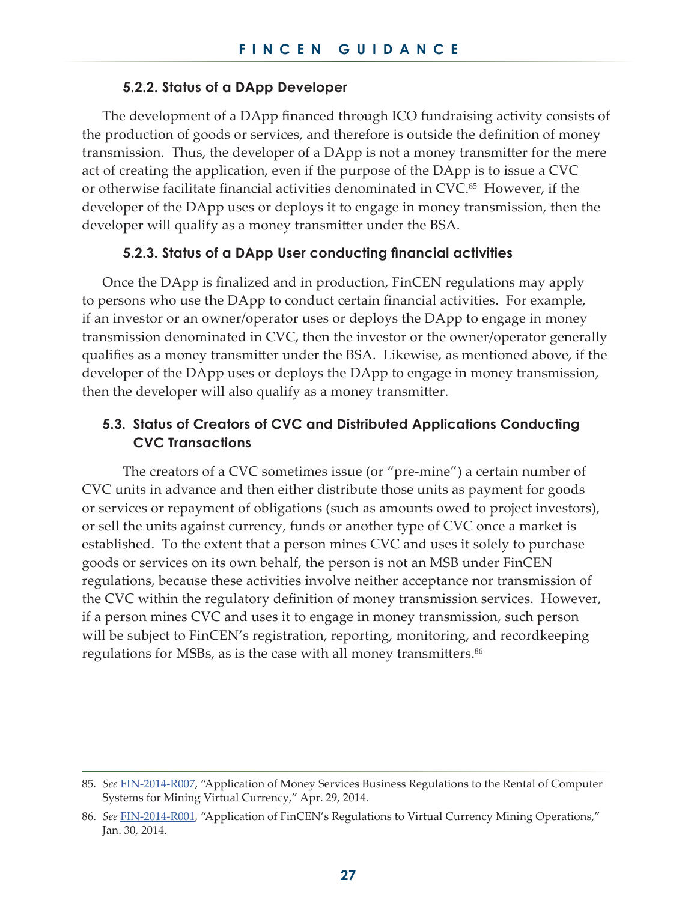#### 5.2.2. Status of a DApp Developer

The development of a DApp financed through ICO fundraising activity consists of the production of goods or services, and therefore is outside the definition of money transmission. Thus, the developer of a DApp is not a money transmitter for the mere act of creating the application, even if the purpose of the DApp is to issue a CVC or otherwise facilitate financial activities denominated in CVC.[85] However, if the developer of the DApp uses or deploys it to engage in money transmission, then the developer will qualify as a money transmitter under the BSA.

#### 5.2.3. Status of a DApp User conducting financial activities

Once the DApp is finalized and in production, FinCEN regulations may apply to persons who use the DApp to conduct certain financial activities. For example, if an investor or an owner/operator uses or deploys the DApp to engage in money transmission denominated in CVC, then the investor or the owner/operator generally qualifies as a money transmitter under the BSA. Likewise, as mentioned above, if the developer of the DApp uses or deploys the DApp to engage in money transmission, then the developer will also qualify as a money transmitter.

### 5.3. Status of Creators of CVC and Distributed Applications Conducting CVC Transactions

The creators of a CVC sometimes issue (or "pre-mine") a certain number of CVC units in advance and then either distribute those units as payment for goods or services or repayment of obligations (such as amounts owed to project investors), or sell the units against currency, funds or another type of CVC once a market is established. To the extent that a person mines CVC and uses it solely to purchase goods or services on its own behalf, the person is not an MSB under FinCEN regulations, because these activities involve neither acceptance nor transmission of the CVC within the regulatory definition of money transmission services. However, if a person mines CVC and uses it to engage in money transmission, such person will be subject to FinCEN's registration, reporting, monitoring, and recordkeeping regulations for MSBs, as is the case with all money transmitters.[86]

---

85. *See* FIN-2014-R007, "Application of Money Services Business Regulations to the Rental of Computer Systems for Mining Virtual Currency," Apr. 29, 2014.

86. *See* FIN-2014-R001, "Application of FinCEN's Regulations to Virtual Currency Mining Operations," Jan. 30, 2014.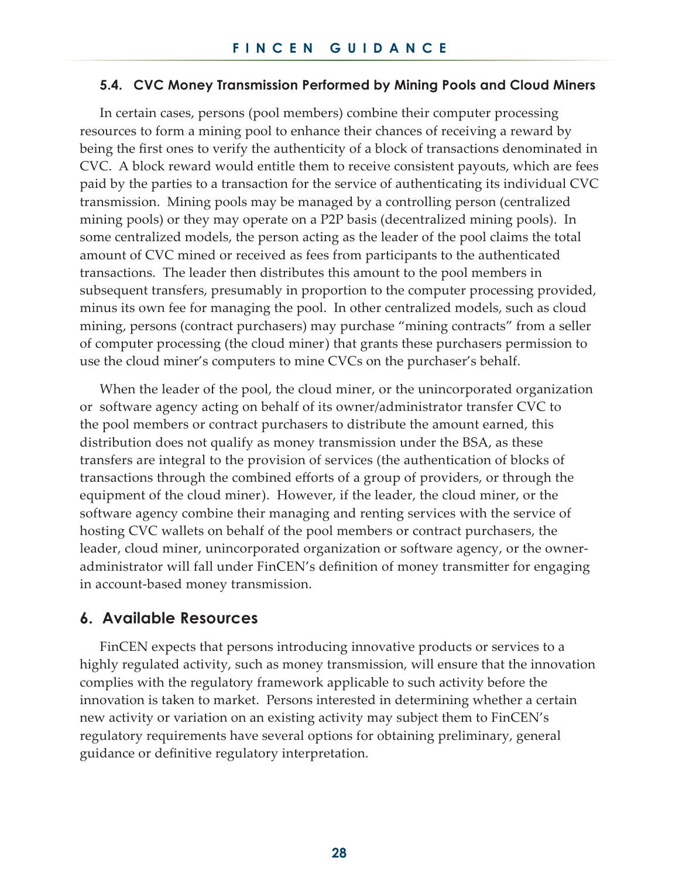### 5.4. CVC Money Transmission Performed by Mining Pools and Cloud Miners

In certain cases, persons (pool members) combine their computer processing resources to form a mining pool to enhance their chances of receiving a reward by being the first ones to verify the authenticity of a block of transactions denominated in CVC. A block reward would entitle them to receive consistent payouts, which are fees paid by the parties to a transaction for the service of authenticating its individual CVC transmission. Mining pools may be managed by a controlling person (centralized mining pools) or they may operate on a P2P basis (decentralized mining pools). In some centralized models, the person acting as the leader of the pool claims the total amount of CVC mined or received as fees from participants to the authenticated transactions. The leader then distributes this amount to the pool members in subsequent transfers, presumably in proportion to the computer processing provided, minus its own fee for managing the pool. In other centralized models, such as cloud mining, persons (contract purchasers) may purchase "mining contracts" from a seller of computer processing (the cloud miner) that grants these purchasers permission to use the cloud miner's computers to mine CVCs on the purchaser's behalf.

When the leader of the pool, the cloud miner, or the unincorporated organization or software agency acting on behalf of its owner/administrator transfer CVC to the pool members or contract purchasers to distribute the amount earned, this distribution does not qualify as money transmission under the BSA, as these transfers are integral to the provision of services (the authentication of blocks of transactions through the combined efforts of a group of providers, or through the equipment of the cloud miner). However, if the leader, the cloud miner, or the software agency combine their managing and renting services with the service of hosting CVC wallets on behalf of the pool members or contract purchasers, the leader, cloud miner, unincorporated organization or software agency, or the owner-administrator will fall under FinCEN's definition of money transmitter for engaging in account-based money transmission.

## 6. Available Resources

FinCEN expects that persons introducing innovative products or services to a highly regulated activity, such as money transmission, will ensure that the innovation complies with the regulatory framework applicable to such activity before the innovation is taken to market. Persons interested in determining whether a certain new activity or variation on an existing activity may subject them to FinCEN's regulatory requirements have several options for obtaining preliminary, general guidance or definitive regulatory interpretation.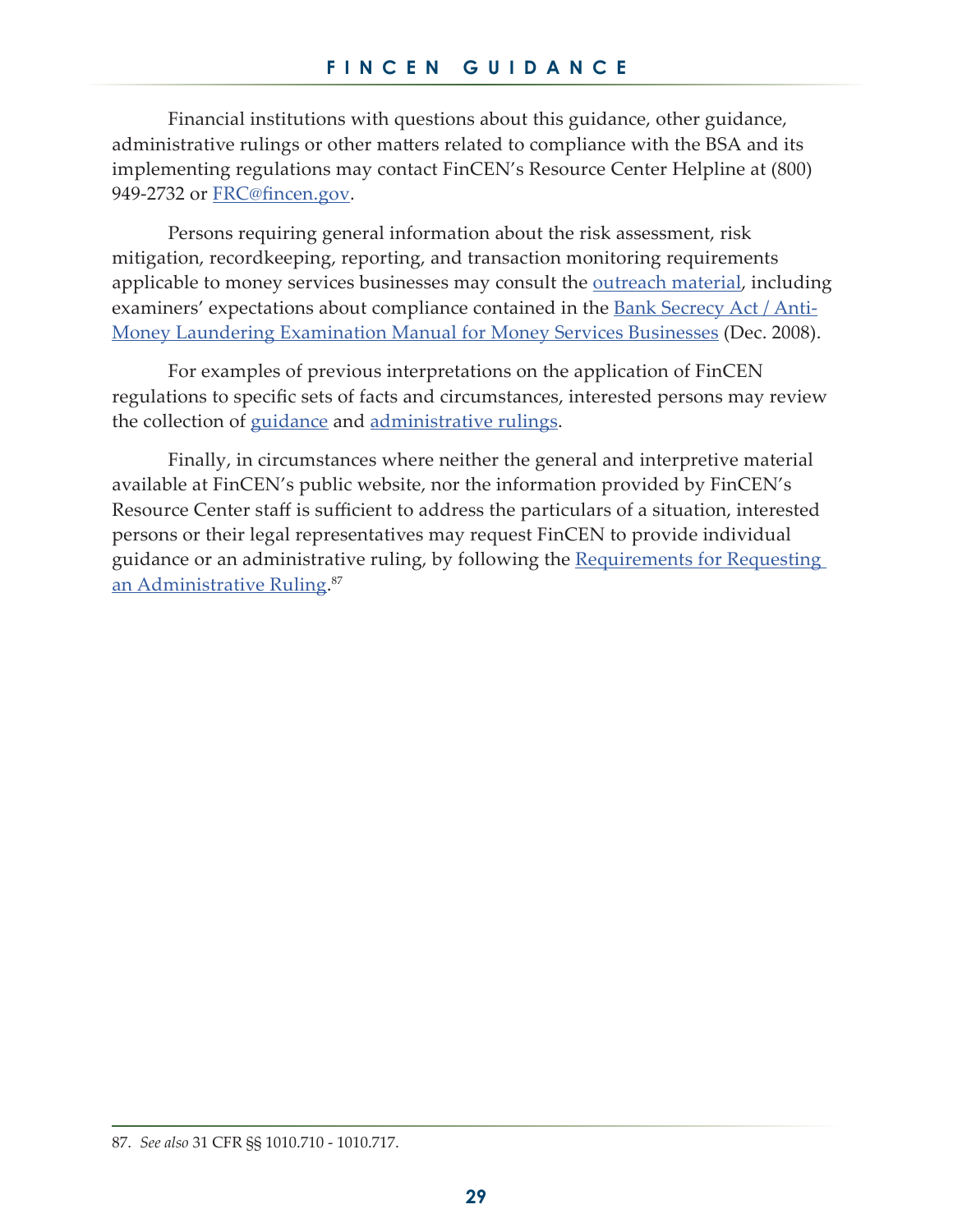Financial institutions with questions about this guidance, other guidance, administrative rulings or other matters related to compliance with the BSA and its implementing regulations may contact FinCEN's Resource Center Helpline at (800) 949-2732 or FRC@fincen.gov.

Persons requiring general information about the risk assessment, risk mitigation, recordkeeping, reporting, and transaction monitoring requirements applicable to money services businesses may consult the outreach material, including examiners' expectations about compliance contained in the Bank Secrecy Act / Anti-Money Laundering Examination Manual for Money Services Businesses (Dec. 2008).

For examples of previous interpretations on the application of FinCEN regulations to specific sets of facts and circumstances, interested persons may review the collection of guidance and administrative rulings.

Finally, in circumstances where neither the general and interpretive material available at FinCEN's public website, nor the information provided by FinCEN's Resource Center staff is sufficient to address the particulars of a situation, interested persons or their legal representatives may request FinCEN to provide individual guidance or an administrative ruling, by following the Requirements for Requesting an Administrative Ruling.[87]

---

87. *See also* 31 CFR §§ 1010.710 - 1010.717.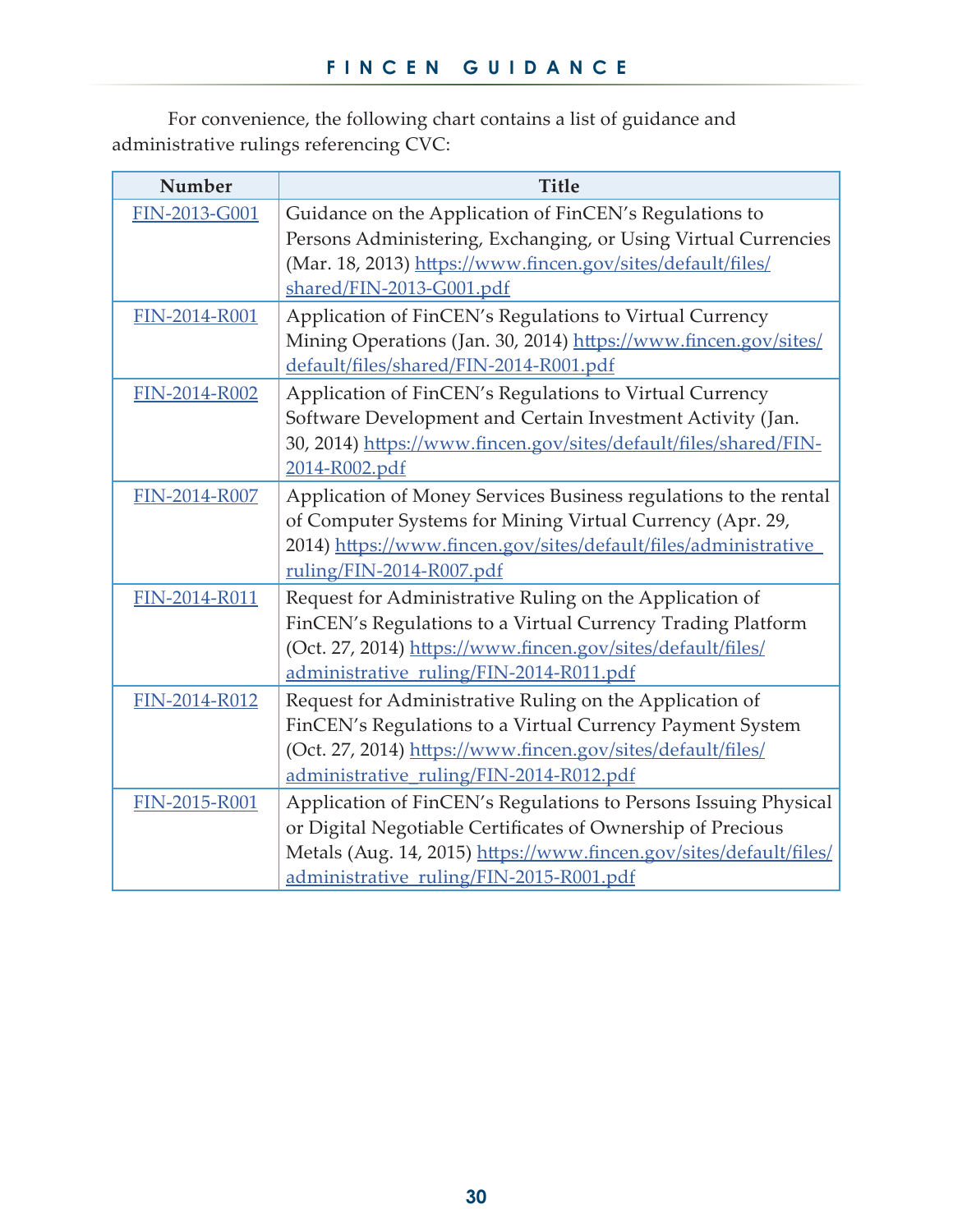For convenience, the following chart contains a list of guidance and administrative rulings referencing CVC:

| Number | Title |
|---|---|
| FIN-2013-G001 | Guidance on the Application of FinCEN's Regulations to Persons Administering, Exchanging, or Using Virtual Currencies (Mar. 18, 2013) https://www.fincen.gov/sites/default/files/shared/FIN-2013-G001.pdf |
| FIN-2014-R001 | Application of FinCEN's Regulations to Virtual Currency Mining Operations (Jan. 30, 2014) https://www.fincen.gov/sites/default/files/shared/FIN-2014-R001.pdf |
| FIN-2014-R002 | Application of FinCEN's Regulations to Virtual Currency Software Development and Certain Investment Activity (Jan. 30, 2014) https://www.fincen.gov/sites/default/files/shared/FIN-2014-R002.pdf |
| FIN-2014-R007 | Application of Money Services Business regulations to the rental of Computer Systems for Mining Virtual Currency (Apr. 29, 2014) https://www.fincen.gov/sites/default/files/administrative_ruling/FIN-2014-R007.pdf |
| FIN-2014-R011 | Request for Administrative Ruling on the Application of FinCEN's Regulations to a Virtual Currency Trading Platform (Oct. 27, 2014) https://www.fincen.gov/sites/default/files/administrative_ruling/FIN-2014-R011.pdf |
| FIN-2014-R012 | Request for Administrative Ruling on the Application of FinCEN's Regulations to a Virtual Currency Payment System (Oct. 27, 2014) https://www.fincen.gov/sites/default/files/administrative_ruling/FIN-2014-R012.pdf |
| FIN-2015-R001 | Application of FinCEN's Regulations to Persons Issuing Physical or Digital Negotiable Certificates of Ownership of Precious Metals (Aug. 14, 2015) https://www.fincen.gov/sites/default/files/administrative_ruling/FIN-2015-R001.pdf |